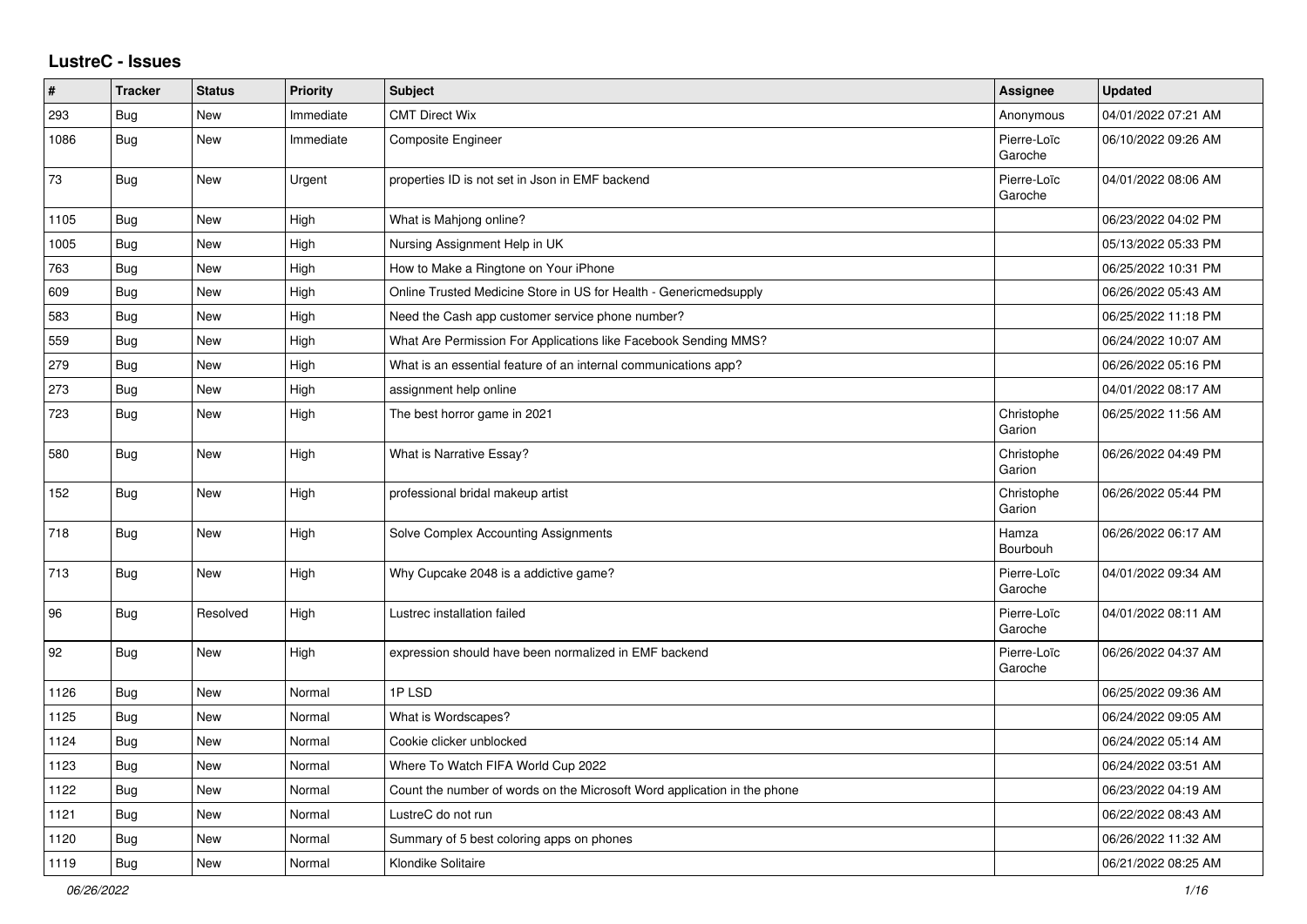# LustreC - Issues

| # | Tracker | Status | Priority | Subject | Assignee | Updated |
|---|---|---|---|---|---|---|
| 293 | Bug | New | Immediate | CMT Direct Wix | Anonymous | 04/01/2022 07:21 AM |
| 1086 | Bug | New | Immediate | Composite Engineer | Pierre-Loïc Garoche | 06/10/2022 09:26 AM |
| 73 | Bug | New | Urgent | properties ID is not set in Json in EMF backend | Pierre-Loïc Garoche | 04/01/2022 08:06 AM |
| 1105 | Bug | New | High | What is Mahjong online? | | 06/23/2022 04:02 PM |
| 1005 | Bug | New | High | Nursing Assignment Help in UK | | 05/13/2022 05:33 PM |
| 763 | Bug | New | High | How to Make a Ringtone on Your iPhone | | 06/25/2022 10:31 PM |
| 609 | Bug | New | High | Online Trusted Medicine Store in US for Health - Genericmedsupply | | 06/26/2022 05:43 AM |
| 583 | Bug | New | High | Need the Cash app customer service phone number? | | 06/25/2022 11:18 PM |
| 559 | Bug | New | High | What Are Permission For Applications like Facebook Sending MMS? | | 06/24/2022 10:07 AM |
| 279 | Bug | New | High | What is an essential feature of an internal communications app? | | 06/26/2022 05:16 PM |
| 273 | Bug | New | High | assignment help online | | 04/01/2022 08:17 AM |
| 723 | Bug | New | High | The best horror game in 2021 | Christophe Garion | 06/25/2022 11:56 AM |
| 580 | Bug | New | High | What is Narrative Essay? | Christophe Garion | 06/26/2022 04:49 PM |
| 152 | Bug | New | High | professional bridal makeup artist | Christophe Garion | 06/26/2022 05:44 PM |
| 718 | Bug | New | High | Solve Complex Accounting Assignments | Hamza Bourbouh | 06/26/2022 06:17 AM |
| 713 | Bug | New | High | Why Cupcake 2048 is a addictive game? | Pierre-Loïc Garoche | 04/01/2022 09:34 AM |
| 96 | Bug | Resolved | High | Lustrec installation failed | Pierre-Loïc Garoche | 04/01/2022 08:11 AM |
| 92 | Bug | New | High | expression should have been normalized in EMF backend | Pierre-Loïc Garoche | 06/26/2022 04:37 AM |
| 1126 | Bug | New | Normal | 1P LSD | | 06/25/2022 09:36 AM |
| 1125 | Bug | New | Normal | What is Wordscapes? | | 06/24/2022 09:05 AM |
| 1124 | Bug | New | Normal | Cookie clicker unblocked | | 06/24/2022 05:14 AM |
| 1123 | Bug | New | Normal | Where To Watch FIFA World Cup 2022 | | 06/24/2022 03:51 AM |
| 1122 | Bug | New | Normal | Count the number of words on the Microsoft Word application in the phone | | 06/23/2022 04:19 AM |
| 1121 | Bug | New | Normal | LustreC do not run | | 06/22/2022 08:43 AM |
| 1120 | Bug | New | Normal | Summary of 5 best coloring apps on phones | | 06/26/2022 11:32 AM |
| 1119 | Bug | New | Normal | Klondike Solitaire | | 06/21/2022 08:25 AM |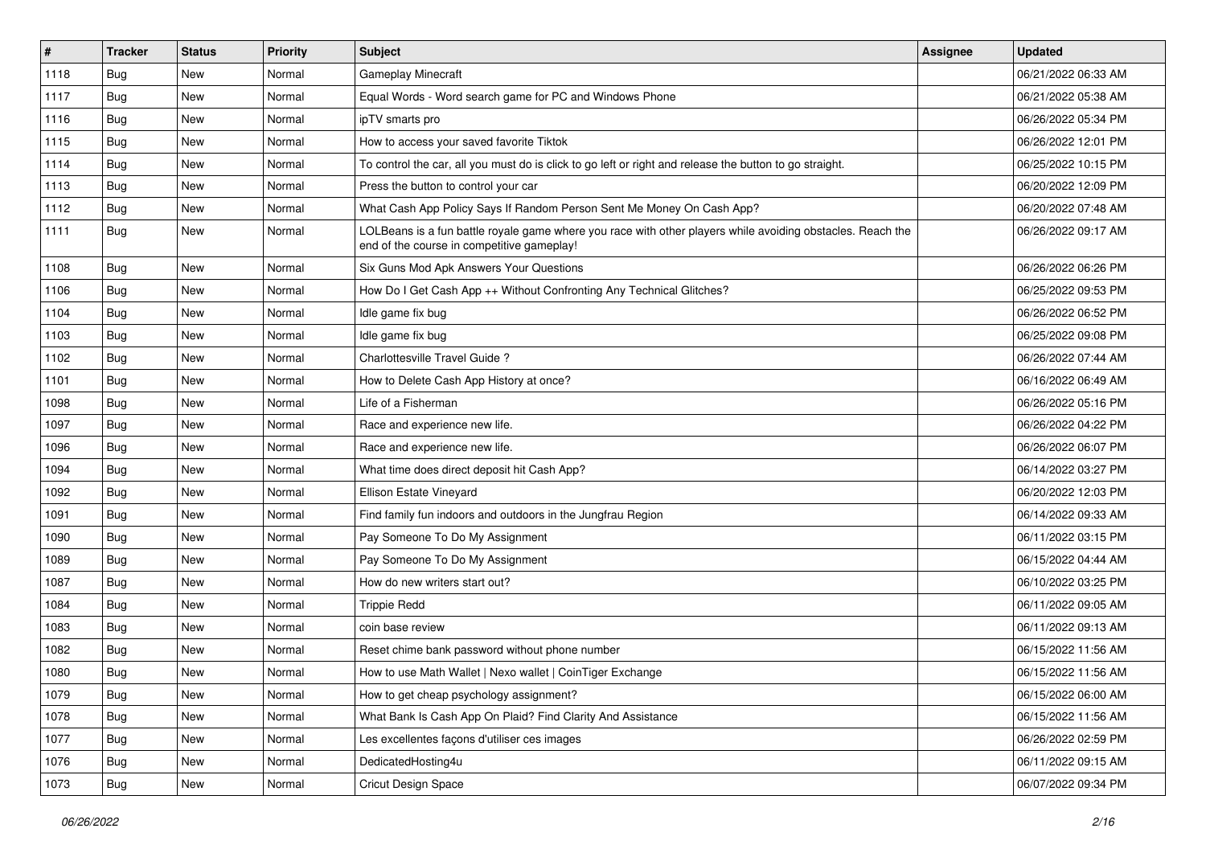| # | Tracker | Status | Priority | Subject | Assignee | Updated |
|---|---|---|---|---|---|---|
| 1118 | Bug | New | Normal | Gameplay Minecraft | | 06/21/2022 06:33 AM |
| 1117 | Bug | New | Normal | Equal Words - Word search game for PC and Windows Phone | | 06/21/2022 05:38 AM |
| 1116 | Bug | New | Normal | ipTV smarts pro | | 06/26/2022 05:34 PM |
| 1115 | Bug | New | Normal | How to access your saved favorite Tiktok | | 06/26/2022 12:01 PM |
| 1114 | Bug | New | Normal | To control the car, all you must do is click to go left or right and release the button to go straight. | | 06/25/2022 10:15 PM |
| 1113 | Bug | New | Normal | Press the button to control your car | | 06/20/2022 12:09 PM |
| 1112 | Bug | New | Normal | What Cash App Policy Says If Random Person Sent Me Money On Cash App? | | 06/20/2022 07:48 AM |
| 1111 | Bug | New | Normal | LOLBeans is a fun battle royale game where you race with other players while avoiding obstacles. Reach the end of the course in competitive gameplay! | | 06/26/2022 09:17 AM |
| 1108 | Bug | New | Normal | Six Guns Mod Apk Answers Your Questions | | 06/26/2022 06:26 PM |
| 1106 | Bug | New | Normal | How Do I Get Cash App ++ Without Confronting Any Technical Glitches? | | 06/25/2022 09:53 PM |
| 1104 | Bug | New | Normal | Idle game fix bug | | 06/26/2022 06:52 PM |
| 1103 | Bug | New | Normal | Idle game fix bug | | 06/25/2022 09:08 PM |
| 1102 | Bug | New | Normal | Charlottesville Travel Guide ? | | 06/26/2022 07:44 AM |
| 1101 | Bug | New | Normal | How to Delete Cash App History at once? | | 06/16/2022 06:49 AM |
| 1098 | Bug | New | Normal | Life of a Fisherman | | 06/26/2022 05:16 PM |
| 1097 | Bug | New | Normal | Race and experience new life. | | 06/26/2022 04:22 PM |
| 1096 | Bug | New | Normal | Race and experience new life. | | 06/26/2022 06:07 PM |
| 1094 | Bug | New | Normal | What time does direct deposit hit Cash App? | | 06/14/2022 03:27 PM |
| 1092 | Bug | New | Normal | Ellison Estate Vineyard | | 06/20/2022 12:03 PM |
| 1091 | Bug | New | Normal | Find family fun indoors and outdoors in the Jungfrau Region | | 06/14/2022 09:33 AM |
| 1090 | Bug | New | Normal | Pay Someone To Do My Assignment | | 06/11/2022 03:15 PM |
| 1089 | Bug | New | Normal | Pay Someone To Do My Assignment | | 06/15/2022 04:44 AM |
| 1087 | Bug | New | Normal | How do new writers start out? | | 06/10/2022 03:25 PM |
| 1084 | Bug | New | Normal | Trippie Redd | | 06/11/2022 09:05 AM |
| 1083 | Bug | New | Normal | coin base review | | 06/11/2022 09:13 AM |
| 1082 | Bug | New | Normal | Reset chime bank password without phone number | | 06/15/2022 11:56 AM |
| 1080 | Bug | New | Normal | How to use Math Wallet \| Nexo wallet \| CoinTiger Exchange | | 06/15/2022 11:56 AM |
| 1079 | Bug | New | Normal | How to get cheap psychology assignment? | | 06/15/2022 06:00 AM |
| 1078 | Bug | New | Normal | What Bank Is Cash App On Plaid? Find Clarity And Assistance | | 06/15/2022 11:56 AM |
| 1077 | Bug | New | Normal | Les excellentes façons d'utiliser ces images | | 06/26/2022 02:59 PM |
| 1076 | Bug | New | Normal | DedicatedHosting4u | | 06/11/2022 09:15 AM |
| 1073 | Bug | New | Normal | Cricut Design Space | | 06/07/2022 09:34 PM |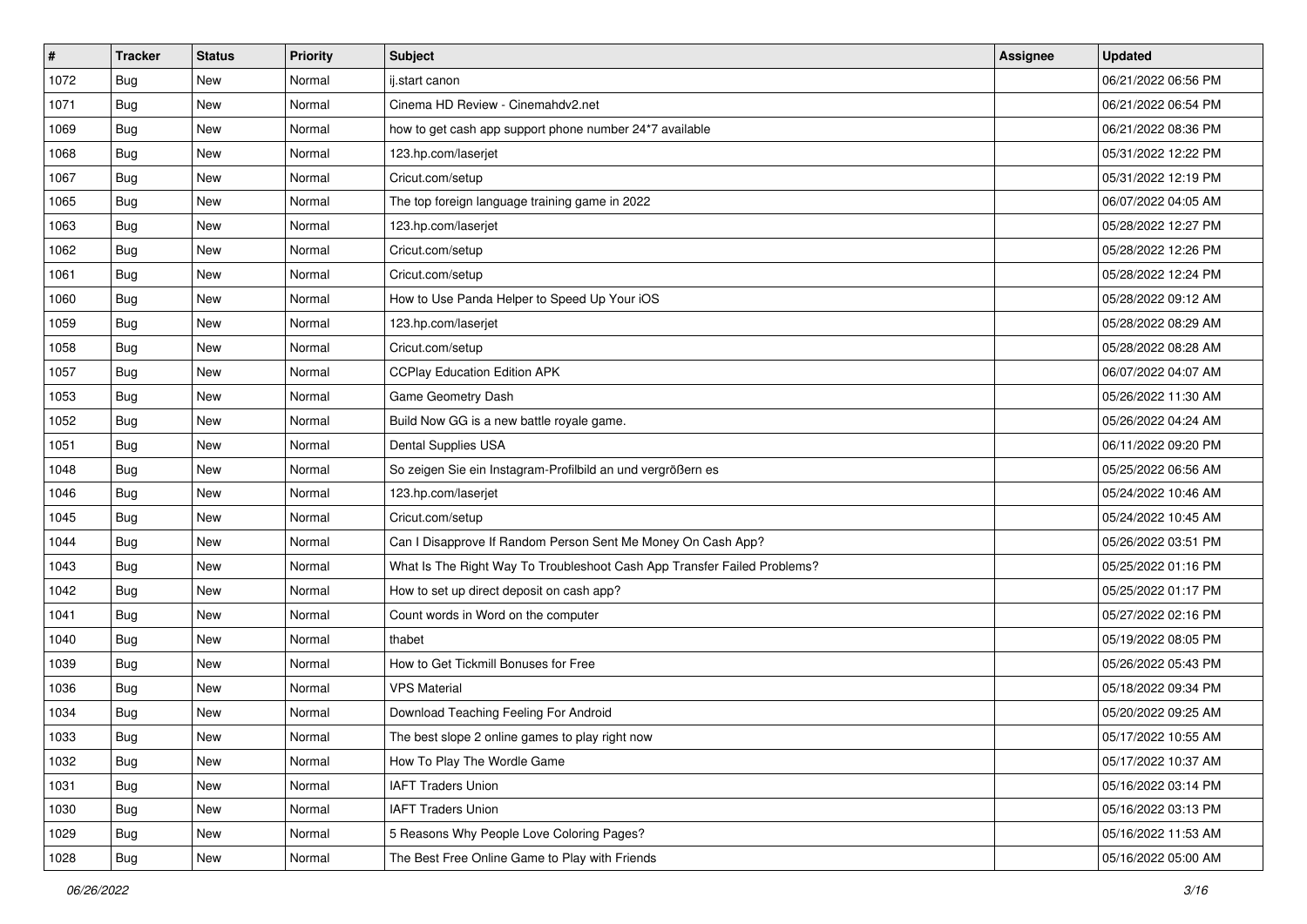| # | Tracker | Status | Priority | Subject | Assignee | Updated |
|---|---|---|---|---|---|---|
| 1072 | Bug | New | Normal | ij.start canon | | 06/21/2022 06:56 PM |
| 1071 | Bug | New | Normal | Cinema HD Review - Cinemahdv2.net | | 06/21/2022 06:54 PM |
| 1069 | Bug | New | Normal | how to get cash app support phone number 24*7 available | | 06/21/2022 08:36 PM |
| 1068 | Bug | New | Normal | 123.hp.com/laserjet | | 05/31/2022 12:22 PM |
| 1067 | Bug | New | Normal | Cricut.com/setup | | 05/31/2022 12:19 PM |
| 1065 | Bug | New | Normal | The top foreign language training game in 2022 | | 06/07/2022 04:05 AM |
| 1063 | Bug | New | Normal | 123.hp.com/laserjet | | 05/28/2022 12:27 PM |
| 1062 | Bug | New | Normal | Cricut.com/setup | | 05/28/2022 12:26 PM |
| 1061 | Bug | New | Normal | Cricut.com/setup | | 05/28/2022 12:24 PM |
| 1060 | Bug | New | Normal | How to Use Panda Helper to Speed Up Your iOS | | 05/28/2022 09:12 AM |
| 1059 | Bug | New | Normal | 123.hp.com/laserjet | | 05/28/2022 08:29 AM |
| 1058 | Bug | New | Normal | Cricut.com/setup | | 05/28/2022 08:28 AM |
| 1057 | Bug | New | Normal | CCPlay Education Edition APK | | 06/07/2022 04:07 AM |
| 1053 | Bug | New | Normal | Game Geometry Dash | | 05/26/2022 11:30 AM |
| 1052 | Bug | New | Normal | Build Now GG is a new battle royale game. | | 05/26/2022 04:24 AM |
| 1051 | Bug | New | Normal | Dental Supplies USA | | 06/11/2022 09:20 PM |
| 1048 | Bug | New | Normal | So zeigen Sie ein Instagram-Profilbild an und vergrößern es | | 05/25/2022 06:56 AM |
| 1046 | Bug | New | Normal | 123.hp.com/laserjet | | 05/24/2022 10:46 AM |
| 1045 | Bug | New | Normal | Cricut.com/setup | | 05/24/2022 10:45 AM |
| 1044 | Bug | New | Normal | Can I Disapprove If Random Person Sent Me Money On Cash App? | | 05/26/2022 03:51 PM |
| 1043 | Bug | New | Normal | What Is The Right Way To Troubleshoot Cash App Transfer Failed Problems? | | 05/25/2022 01:16 PM |
| 1042 | Bug | New | Normal | How to set up direct deposit on cash app? | | 05/25/2022 01:17 PM |
| 1041 | Bug | New | Normal | Count words in Word on the computer | | 05/27/2022 02:16 PM |
| 1040 | Bug | New | Normal | thabet | | 05/19/2022 08:05 PM |
| 1039 | Bug | New | Normal | How to Get Tickmill Bonuses for Free | | 05/26/2022 05:43 PM |
| 1036 | Bug | New | Normal | VPS Material | | 05/18/2022 09:34 PM |
| 1034 | Bug | New | Normal | Download Teaching Feeling For Android | | 05/20/2022 09:25 AM |
| 1033 | Bug | New | Normal | The best slope 2 online games to play right now | | 05/17/2022 10:55 AM |
| 1032 | Bug | New | Normal | How To Play The Wordle Game | | 05/17/2022 10:37 AM |
| 1031 | Bug | New | Normal | IAFT Traders Union | | 05/16/2022 03:14 PM |
| 1030 | Bug | New | Normal | IAFT Traders Union | | 05/16/2022 03:13 PM |
| 1029 | Bug | New | Normal | 5 Reasons Why People Love Coloring Pages? | | 05/16/2022 11:53 AM |
| 1028 | Bug | New | Normal | The Best Free Online Game to Play with Friends | | 05/16/2022 05:00 AM |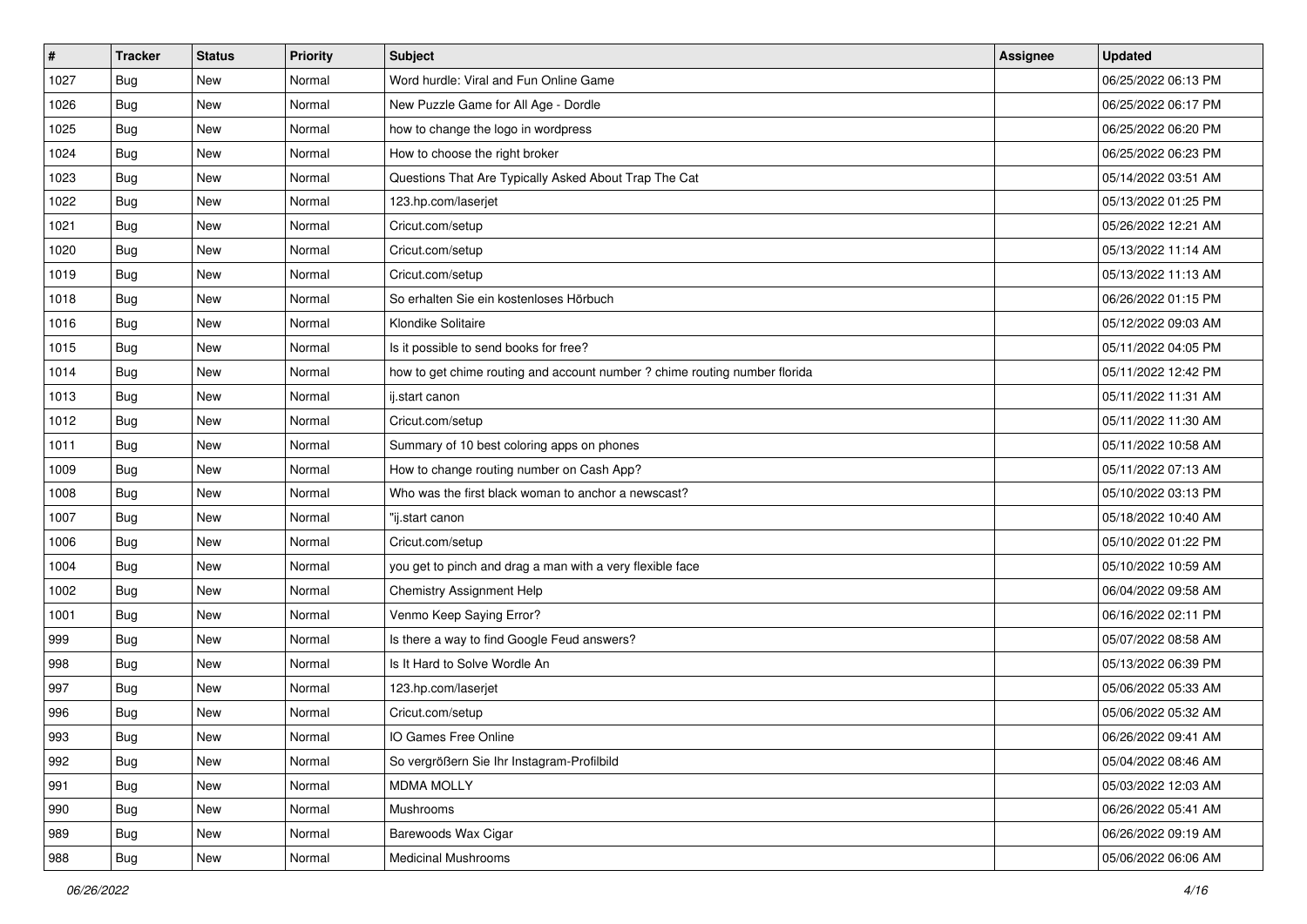| # | Tracker | Status | Priority | Subject | Assignee | Updated |
|---|---|---|---|---|---|---|
| 1027 | Bug | New | Normal | Word hurdle: Viral and Fun Online Game | | 06/25/2022 06:13 PM |
| 1026 | Bug | New | Normal | New Puzzle Game for All Age - Dordle | | 06/25/2022 06:17 PM |
| 1025 | Bug | New | Normal | how to change the logo in wordpress | | 06/25/2022 06:20 PM |
| 1024 | Bug | New | Normal | How to choose the right broker | | 06/25/2022 06:23 PM |
| 1023 | Bug | New | Normal | Questions That Are Typically Asked About Trap The Cat | | 05/14/2022 03:51 AM |
| 1022 | Bug | New | Normal | 123.hp.com/laserjet | | 05/13/2022 01:25 PM |
| 1021 | Bug | New | Normal | Cricut.com/setup | | 05/26/2022 12:21 AM |
| 1020 | Bug | New | Normal | Cricut.com/setup | | 05/13/2022 11:14 AM |
| 1019 | Bug | New | Normal | Cricut.com/setup | | 05/13/2022 11:13 AM |
| 1018 | Bug | New | Normal | So erhalten Sie ein kostenloses Hörbuch | | 06/26/2022 01:15 PM |
| 1016 | Bug | New | Normal | Klondike Solitaire | | 05/12/2022 09:03 AM |
| 1015 | Bug | New | Normal | Is it possible to send books for free? | | 05/11/2022 04:05 PM |
| 1014 | Bug | New | Normal | how to get chime routing and account number ? chime routing number florida | | 05/11/2022 12:42 PM |
| 1013 | Bug | New | Normal | ij.start canon | | 05/11/2022 11:31 AM |
| 1012 | Bug | New | Normal | Cricut.com/setup | | 05/11/2022 11:30 AM |
| 1011 | Bug | New | Normal | Summary of 10 best coloring apps on phones | | 05/11/2022 10:58 AM |
| 1009 | Bug | New | Normal | How to change routing number on Cash App? | | 05/11/2022 07:13 AM |
| 1008 | Bug | New | Normal | Who was the first black woman to anchor a newscast? | | 05/10/2022 03:13 PM |
| 1007 | Bug | New | Normal | "ij.start canon | | 05/18/2022 10:40 AM |
| 1006 | Bug | New | Normal | Cricut.com/setup | | 05/10/2022 01:22 PM |
| 1004 | Bug | New | Normal | you get to pinch and drag a man with a very flexible face | | 05/10/2022 10:59 AM |
| 1002 | Bug | New | Normal | Chemistry Assignment Help | | 06/04/2022 09:58 AM |
| 1001 | Bug | New | Normal | Venmo Keep Saying Error? | | 06/16/2022 02:11 PM |
| 999 | Bug | New | Normal | Is there a way to find Google Feud answers? | | 05/07/2022 08:58 AM |
| 998 | Bug | New | Normal | Is It Hard to Solve Wordle An | | 05/13/2022 06:39 PM |
| 997 | Bug | New | Normal | 123.hp.com/laserjet | | 05/06/2022 05:33 AM |
| 996 | Bug | New | Normal | Cricut.com/setup | | 05/06/2022 05:32 AM |
| 993 | Bug | New | Normal | IO Games Free Online | | 06/26/2022 09:41 AM |
| 992 | Bug | New | Normal | So vergrößern Sie Ihr Instagram-Profilbild | | 05/04/2022 08:46 AM |
| 991 | Bug | New | Normal | MDMA MOLLY | | 05/03/2022 12:03 AM |
| 990 | Bug | New | Normal | Mushrooms | | 06/26/2022 05:41 AM |
| 989 | Bug | New | Normal | Barewoods Wax Cigar | | 06/26/2022 09:19 AM |
| 988 | Bug | New | Normal | Medicinal Mushrooms | | 05/06/2022 06:06 AM |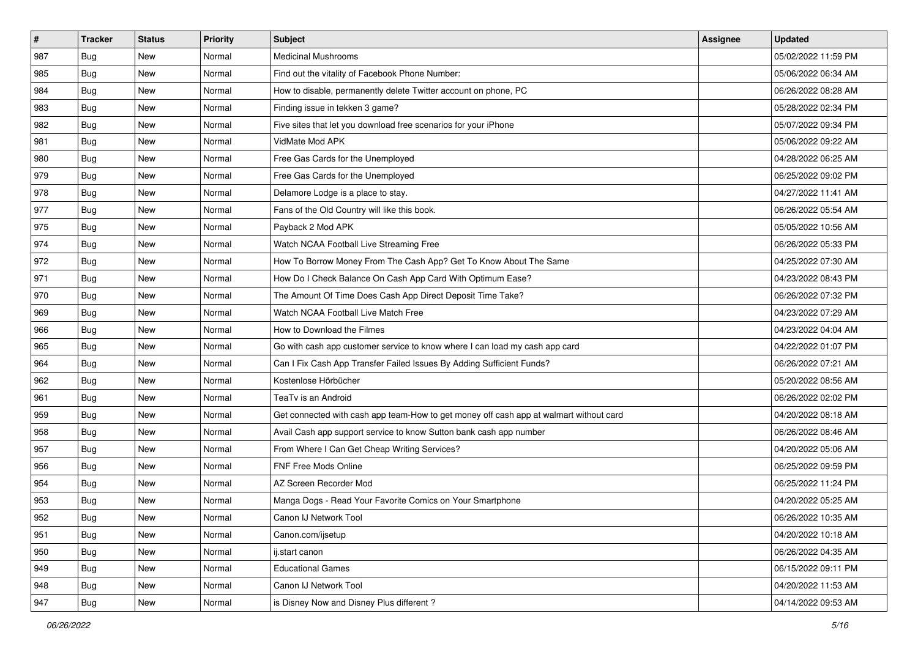| # | Tracker | Status | Priority | Subject | Assignee | Updated |
| --- | --- | --- | --- | --- | --- | --- |
| 987 | Bug | New | Normal | Medicinal Mushrooms | | 05/02/2022 11:59 PM |
| 985 | Bug | New | Normal | Find out the vitality of Facebook Phone Number: | | 05/06/2022 06:34 AM |
| 984 | Bug | New | Normal | How to disable, permanently delete Twitter account on phone, PC | | 06/26/2022 08:28 AM |
| 983 | Bug | New | Normal | Finding issue in tekken 3 game? | | 05/28/2022 02:34 PM |
| 982 | Bug | New | Normal | Five sites that let you download free scenarios for your iPhone | | 05/07/2022 09:34 PM |
| 981 | Bug | New | Normal | VidMate Mod APK | | 05/06/2022 09:22 AM |
| 980 | Bug | New | Normal | Free Gas Cards for the Unemployed | | 04/28/2022 06:25 AM |
| 979 | Bug | New | Normal | Free Gas Cards for the Unemployed | | 06/25/2022 09:02 PM |
| 978 | Bug | New | Normal | Delamore Lodge is a place to stay. | | 04/27/2022 11:41 AM |
| 977 | Bug | New | Normal | Fans of the Old Country will like this book. | | 06/26/2022 05:54 AM |
| 975 | Bug | New | Normal | Payback 2 Mod APK | | 05/05/2022 10:56 AM |
| 974 | Bug | New | Normal | Watch NCAA Football Live Streaming Free | | 06/26/2022 05:33 PM |
| 972 | Bug | New | Normal | How To Borrow Money From The Cash App? Get To Know About The Same | | 04/25/2022 07:30 AM |
| 971 | Bug | New | Normal | How Do I Check Balance On Cash App Card With Optimum Ease? | | 04/23/2022 08:43 PM |
| 970 | Bug | New | Normal | The Amount Of Time Does Cash App Direct Deposit Time Take? | | 06/26/2022 07:32 PM |
| 969 | Bug | New | Normal | Watch NCAA Football Live Match Free | | 04/23/2022 07:29 AM |
| 966 | Bug | New | Normal | How to Download the Filmes | | 04/23/2022 04:04 AM |
| 965 | Bug | New | Normal | Go with cash app customer service to know where I can load my cash app card | | 04/22/2022 01:07 PM |
| 964 | Bug | New | Normal | Can I Fix Cash App Transfer Failed Issues By Adding Sufficient Funds? | | 06/26/2022 07:21 AM |
| 962 | Bug | New | Normal | Kostenlose Hörbücher | | 05/20/2022 08:56 AM |
| 961 | Bug | New | Normal | TeaTv is an Android | | 06/26/2022 02:02 PM |
| 959 | Bug | New | Normal | Get connected with cash app team-How to get money off cash app at walmart without card | | 04/20/2022 08:18 AM |
| 958 | Bug | New | Normal | Avail Cash app support service to know Sutton bank cash app number | | 06/26/2022 08:46 AM |
| 957 | Bug | New | Normal | From Where I Can Get Cheap Writing Services? | | 04/20/2022 05:06 AM |
| 956 | Bug | New | Normal | FNF Free Mods Online | | 06/25/2022 09:59 PM |
| 954 | Bug | New | Normal | AZ Screen Recorder Mod | | 06/25/2022 11:24 PM |
| 953 | Bug | New | Normal | Manga Dogs - Read Your Favorite Comics on Your Smartphone | | 04/20/2022 05:25 AM |
| 952 | Bug | New | Normal | Canon IJ Network Tool | | 06/26/2022 10:35 AM |
| 951 | Bug | New | Normal | Canon.com/ijsetup | | 04/20/2022 10:18 AM |
| 950 | Bug | New | Normal | ij.start canon | | 06/26/2022 04:35 AM |
| 949 | Bug | New | Normal | Educational Games | | 06/15/2022 09:11 PM |
| 948 | Bug | New | Normal | Canon IJ Network Tool | | 04/20/2022 11:53 AM |
| 947 | Bug | New | Normal | is Disney Now and Disney Plus different ? | | 04/14/2022 09:53 AM |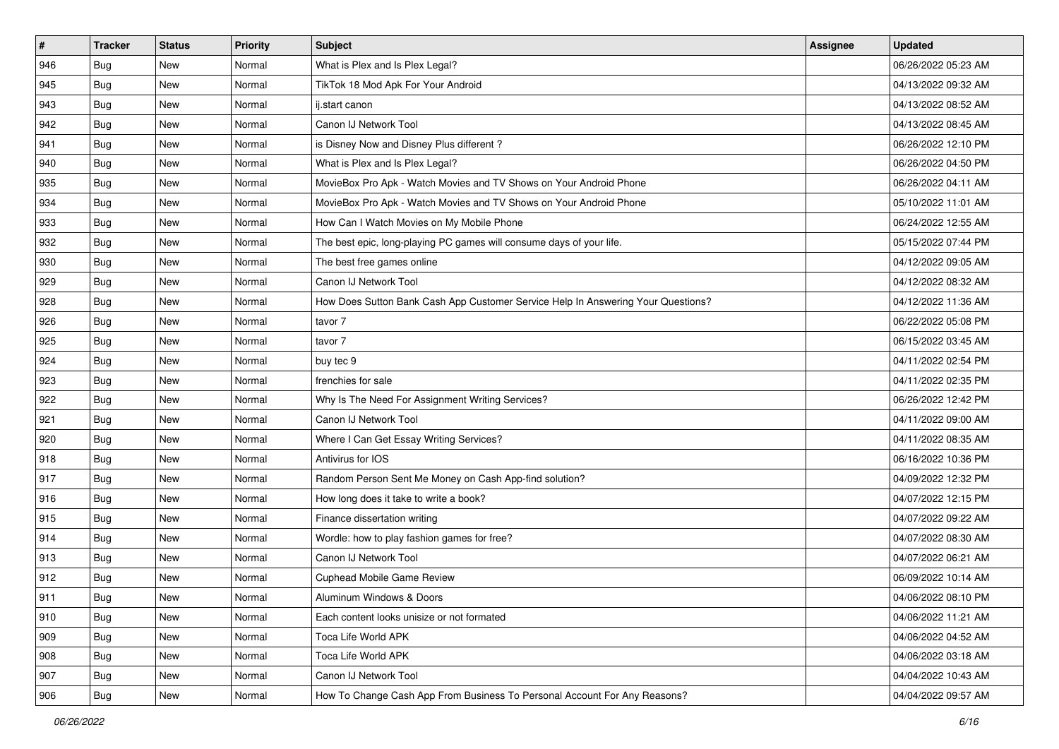| # | Tracker | Status | Priority | Subject | Assignee | Updated |
|---|---|---|---|---|---|---|
| 946 | Bug | New | Normal | What is Plex and Is Plex Legal? | | 06/26/2022 05:23 AM |
| 945 | Bug | New | Normal | TikTok 18 Mod Apk For Your Android | | 04/13/2022 09:32 AM |
| 943 | Bug | New | Normal | ij.start canon | | 04/13/2022 08:52 AM |
| 942 | Bug | New | Normal | Canon IJ Network Tool | | 04/13/2022 08:45 AM |
| 941 | Bug | New | Normal | is Disney Now and Disney Plus different ? | | 06/26/2022 12:10 PM |
| 940 | Bug | New | Normal | What is Plex and Is Plex Legal? | | 06/26/2022 04:50 PM |
| 935 | Bug | New | Normal | MovieBox Pro Apk - Watch Movies and TV Shows on Your Android Phone | | 06/26/2022 04:11 AM |
| 934 | Bug | New | Normal | MovieBox Pro Apk - Watch Movies and TV Shows on Your Android Phone | | 05/10/2022 11:01 AM |
| 933 | Bug | New | Normal | How Can I Watch Movies on My Mobile Phone | | 06/24/2022 12:55 AM |
| 932 | Bug | New | Normal | The best epic, long-playing PC games will consume days of your life. | | 05/15/2022 07:44 PM |
| 930 | Bug | New | Normal | The best free games online | | 04/12/2022 09:05 AM |
| 929 | Bug | New | Normal | Canon IJ Network Tool | | 04/12/2022 08:32 AM |
| 928 | Bug | New | Normal | How Does Sutton Bank Cash App Customer Service Help In Answering Your Questions? | | 04/12/2022 11:36 AM |
| 926 | Bug | New | Normal | tavor 7 | | 06/22/2022 05:08 PM |
| 925 | Bug | New | Normal | tavor 7 | | 06/15/2022 03:45 AM |
| 924 | Bug | New | Normal | buy tec 9 | | 04/11/2022 02:54 PM |
| 923 | Bug | New | Normal | frenchies for sale | | 04/11/2022 02:35 PM |
| 922 | Bug | New | Normal | Why Is The Need For Assignment Writing Services? | | 06/26/2022 12:42 PM |
| 921 | Bug | New | Normal | Canon IJ Network Tool | | 04/11/2022 09:00 AM |
| 920 | Bug | New | Normal | Where I Can Get Essay Writing Services? | | 04/11/2022 08:35 AM |
| 918 | Bug | New | Normal | Antivirus for IOS | | 06/16/2022 10:36 PM |
| 917 | Bug | New | Normal | Random Person Sent Me Money on Cash App-find solution? | | 04/09/2022 12:32 PM |
| 916 | Bug | New | Normal | How long does it take to write a book? | | 04/07/2022 12:15 PM |
| 915 | Bug | New | Normal | Finance dissertation writing | | 04/07/2022 09:22 AM |
| 914 | Bug | New | Normal | Wordle: how to play fashion games for free? | | 04/07/2022 08:30 AM |
| 913 | Bug | New | Normal | Canon IJ Network Tool | | 04/07/2022 06:21 AM |
| 912 | Bug | New | Normal | Cuphead Mobile Game Review | | 06/09/2022 10:14 AM |
| 911 | Bug | New | Normal | Aluminum Windows & Doors | | 04/06/2022 08:10 PM |
| 910 | Bug | New | Normal | Each content looks unisize or not formated | | 04/06/2022 11:21 AM |
| 909 | Bug | New | Normal | Toca Life World APK | | 04/06/2022 04:52 AM |
| 908 | Bug | New | Normal | Toca Life World APK | | 04/06/2022 03:18 AM |
| 907 | Bug | New | Normal | Canon IJ Network Tool | | 04/04/2022 10:43 AM |
| 906 | Bug | New | Normal | How To Change Cash App From Business To Personal Account For Any Reasons? | | 04/04/2022 09:57 AM |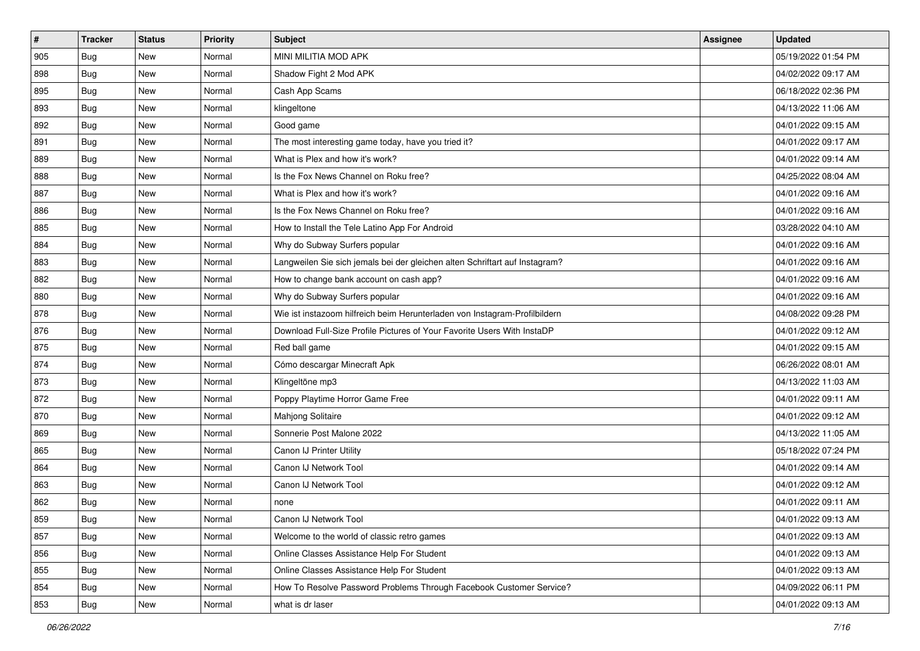| # | Tracker | Status | Priority | Subject | Assignee | Updated |
|---|---|---|---|---|---|---|
| 905 | Bug | New | Normal | MINI MILITIA MOD APK | | 05/19/2022 01:54 PM |
| 898 | Bug | New | Normal | Shadow Fight 2 Mod APK | | 04/02/2022 09:17 AM |
| 895 | Bug | New | Normal | Cash App Scams | | 06/18/2022 02:36 PM |
| 893 | Bug | New | Normal | klingeltone | | 04/13/2022 11:06 AM |
| 892 | Bug | New | Normal | Good game | | 04/01/2022 09:15 AM |
| 891 | Bug | New | Normal | The most interesting game today, have you tried it? | | 04/01/2022 09:17 AM |
| 889 | Bug | New | Normal | What is Plex and how it's work? | | 04/01/2022 09:14 AM |
| 888 | Bug | New | Normal | Is the Fox News Channel on Roku free? | | 04/25/2022 08:04 AM |
| 887 | Bug | New | Normal | What is Plex and how it's work? | | 04/01/2022 09:16 AM |
| 886 | Bug | New | Normal | Is the Fox News Channel on Roku free? | | 04/01/2022 09:16 AM |
| 885 | Bug | New | Normal | How to Install the Tele Latino App For Android | | 03/28/2022 04:10 AM |
| 884 | Bug | New | Normal | Why do Subway Surfers popular | | 04/01/2022 09:16 AM |
| 883 | Bug | New | Normal | Langweilen Sie sich jemals bei der gleichen alten Schriftart auf Instagram? | | 04/01/2022 09:16 AM |
| 882 | Bug | New | Normal | How to change bank account on cash app? | | 04/01/2022 09:16 AM |
| 880 | Bug | New | Normal | Why do Subway Surfers popular | | 04/01/2022 09:16 AM |
| 878 | Bug | New | Normal | Wie ist instazoom hilfreich beim Herunterladen von Instagram-Profilbildern | | 04/08/2022 09:28 PM |
| 876 | Bug | New | Normal | Download Full-Size Profile Pictures of Your Favorite Users With InstaDP | | 04/01/2022 09:12 AM |
| 875 | Bug | New | Normal | Red ball game | | 04/01/2022 09:15 AM |
| 874 | Bug | New | Normal | Cómo descargar Minecraft Apk | | 06/26/2022 08:01 AM |
| 873 | Bug | New | Normal | Klingeltöne mp3 | | 04/13/2022 11:03 AM |
| 872 | Bug | New | Normal | Poppy Playtime Horror Game Free | | 04/01/2022 09:11 AM |
| 870 | Bug | New | Normal | Mahjong Solitaire | | 04/01/2022 09:12 AM |
| 869 | Bug | New | Normal | Sonnerie Post Malone 2022 | | 04/13/2022 11:05 AM |
| 865 | Bug | New | Normal | Canon IJ Printer Utility | | 05/18/2022 07:24 PM |
| 864 | Bug | New | Normal | Canon IJ Network Tool | | 04/01/2022 09:14 AM |
| 863 | Bug | New | Normal | Canon IJ Network Tool | | 04/01/2022 09:12 AM |
| 862 | Bug | New | Normal | none | | 04/01/2022 09:11 AM |
| 859 | Bug | New | Normal | Canon IJ Network Tool | | 04/01/2022 09:13 AM |
| 857 | Bug | New | Normal | Welcome to the world of classic retro games | | 04/01/2022 09:13 AM |
| 856 | Bug | New | Normal | Online Classes Assistance Help For Student | | 04/01/2022 09:13 AM |
| 855 | Bug | New | Normal | Online Classes Assistance Help For Student | | 04/01/2022 09:13 AM |
| 854 | Bug | New | Normal | How To Resolve Password Problems Through Facebook Customer Service? | | 04/09/2022 06:11 PM |
| 853 | Bug | New | Normal | what is dr laser | | 04/01/2022 09:13 AM |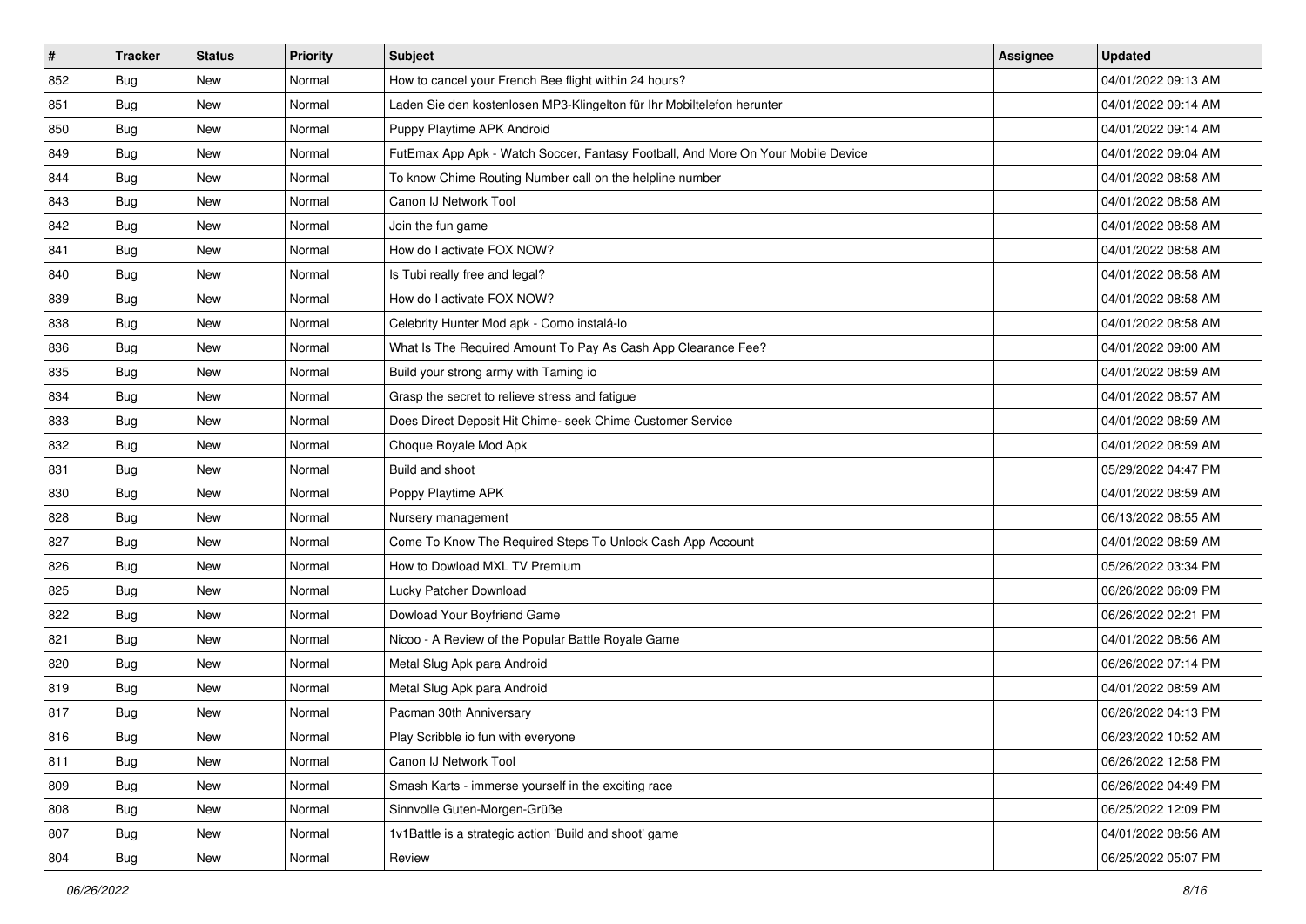| # | Tracker | Status | Priority | Subject | Assignee | Updated |
|---|---|---|---|---|---|---|
| 852 | Bug | New | Normal | How to cancel your French Bee flight within 24 hours? | | 04/01/2022 09:13 AM |
| 851 | Bug | New | Normal | Laden Sie den kostenlosen MP3-Klingelton für Ihr Mobiltelefon herunter | | 04/01/2022 09:14 AM |
| 850 | Bug | New | Normal | Puppy Playtime APK Android | | 04/01/2022 09:14 AM |
| 849 | Bug | New | Normal | FutEmax App Apk - Watch Soccer, Fantasy Football, And More On Your Mobile Device | | 04/01/2022 09:04 AM |
| 844 | Bug | New | Normal | To know Chime Routing Number call on the helpline number | | 04/01/2022 08:58 AM |
| 843 | Bug | New | Normal | Canon IJ Network Tool | | 04/01/2022 08:58 AM |
| 842 | Bug | New | Normal | Join the fun game | | 04/01/2022 08:58 AM |
| 841 | Bug | New | Normal | How do I activate FOX NOW? | | 04/01/2022 08:58 AM |
| 840 | Bug | New | Normal | Is Tubi really free and legal? | | 04/01/2022 08:58 AM |
| 839 | Bug | New | Normal | How do I activate FOX NOW? | | 04/01/2022 08:58 AM |
| 838 | Bug | New | Normal | Celebrity Hunter Mod apk - Como instalá-lo | | 04/01/2022 08:58 AM |
| 836 | Bug | New | Normal | What Is The Required Amount To Pay As Cash App Clearance Fee? | | 04/01/2022 09:00 AM |
| 835 | Bug | New | Normal | Build your strong army with Taming io | | 04/01/2022 08:59 AM |
| 834 | Bug | New | Normal | Grasp the secret to relieve stress and fatigue | | 04/01/2022 08:57 AM |
| 833 | Bug | New | Normal | Does Direct Deposit Hit Chime- seek Chime Customer Service | | 04/01/2022 08:59 AM |
| 832 | Bug | New | Normal | Choque Royale Mod Apk | | 04/01/2022 08:59 AM |
| 831 | Bug | New | Normal | Build and shoot | | 05/29/2022 04:47 PM |
| 830 | Bug | New | Normal | Poppy Playtime APK | | 04/01/2022 08:59 AM |
| 828 | Bug | New | Normal | Nursery management | | 06/13/2022 08:55 AM |
| 827 | Bug | New | Normal | Come To Know The Required Steps To Unlock Cash App Account | | 04/01/2022 08:59 AM |
| 826 | Bug | New | Normal | How to Dowload MXL TV Premium | | 05/26/2022 03:34 PM |
| 825 | Bug | New | Normal | Lucky Patcher Download | | 06/26/2022 06:09 PM |
| 822 | Bug | New | Normal | Dowload Your Boyfriend Game | | 06/26/2022 02:21 PM |
| 821 | Bug | New | Normal | Nicoo - A Review of the Popular Battle Royale Game | | 04/01/2022 08:56 AM |
| 820 | Bug | New | Normal | Metal Slug Apk para Android | | 06/26/2022 07:14 PM |
| 819 | Bug | New | Normal | Metal Slug Apk para Android | | 04/01/2022 08:59 AM |
| 817 | Bug | New | Normal | Pacman 30th Anniversary | | 06/26/2022 04:13 PM |
| 816 | Bug | New | Normal | Play Scribble io fun with everyone | | 06/23/2022 10:52 AM |
| 811 | Bug | New | Normal | Canon IJ Network Tool | | 06/26/2022 12:58 PM |
| 809 | Bug | New | Normal | Smash Karts - immerse yourself in the exciting race | | 06/26/2022 04:49 PM |
| 808 | Bug | New | Normal | Sinnvolle Guten-Morgen-Grüße | | 06/25/2022 12:09 PM |
| 807 | Bug | New | Normal | 1v1Battle is a strategic action 'Build and shoot' game | | 04/01/2022 08:56 AM |
| 804 | Bug | New | Normal | Review | | 06/25/2022 05:07 PM |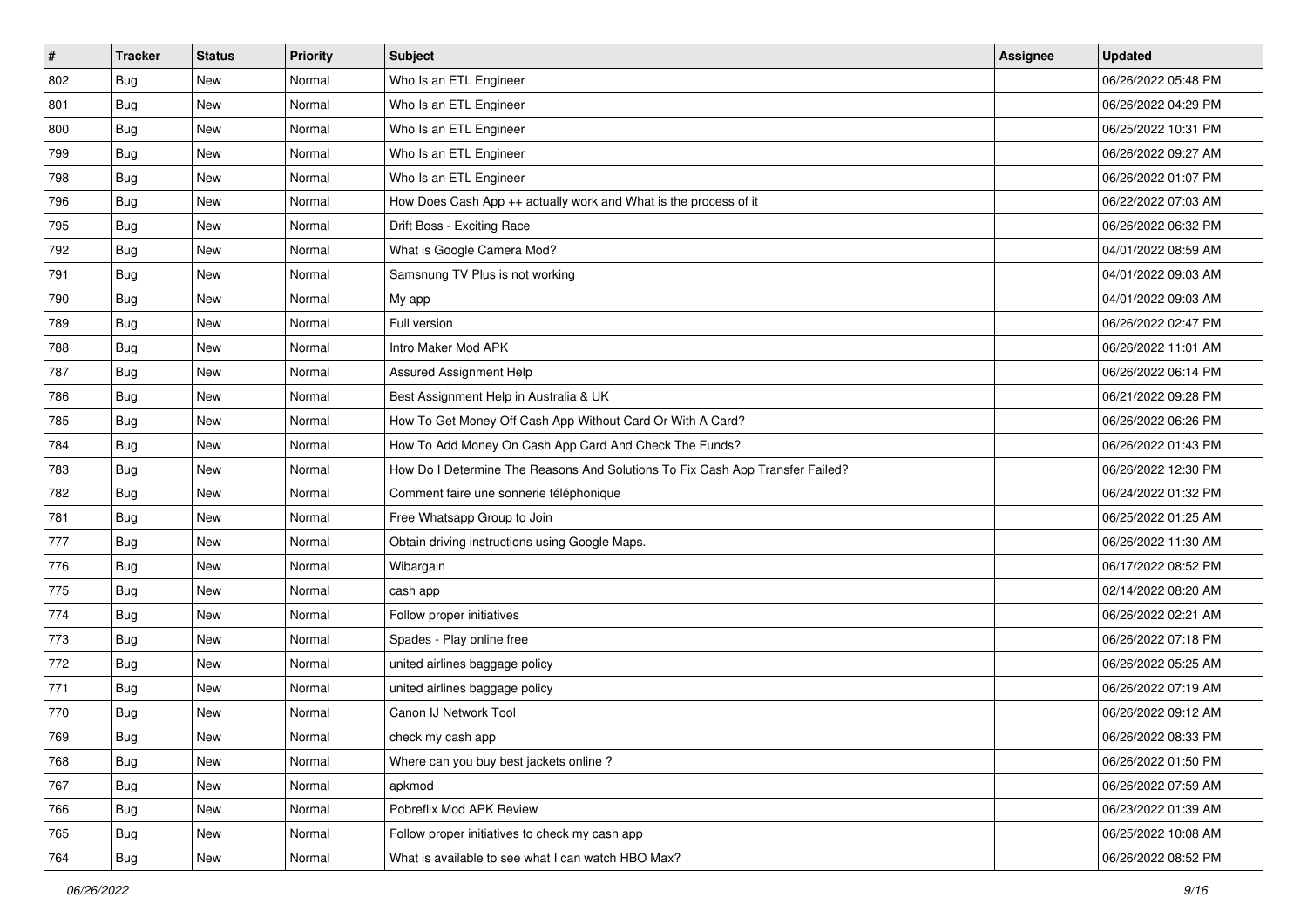| # | Tracker | Status | Priority | Subject | Assignee | Updated |
|---|---|---|---|---|---|---|
| 802 | Bug | New | Normal | Who Is an ETL Engineer | | 06/26/2022 05:48 PM |
| 801 | Bug | New | Normal | Who Is an ETL Engineer | | 06/26/2022 04:29 PM |
| 800 | Bug | New | Normal | Who Is an ETL Engineer | | 06/25/2022 10:31 PM |
| 799 | Bug | New | Normal | Who Is an ETL Engineer | | 06/26/2022 09:27 AM |
| 798 | Bug | New | Normal | Who Is an ETL Engineer | | 06/26/2022 01:07 PM |
| 796 | Bug | New | Normal | How Does Cash App ++ actually work and What is the process of it | | 06/22/2022 07:03 AM |
| 795 | Bug | New | Normal | Drift Boss - Exciting Race | | 06/26/2022 06:32 PM |
| 792 | Bug | New | Normal | What is Google Camera Mod? | | 04/01/2022 08:59 AM |
| 791 | Bug | New | Normal | Samsnung TV Plus is not working | | 04/01/2022 09:03 AM |
| 790 | Bug | New | Normal | My app | | 04/01/2022 09:03 AM |
| 789 | Bug | New | Normal | Full version | | 06/26/2022 02:47 PM |
| 788 | Bug | New | Normal | Intro Maker Mod APK | | 06/26/2022 11:01 AM |
| 787 | Bug | New | Normal | Assured Assignment Help | | 06/26/2022 06:14 PM |
| 786 | Bug | New | Normal | Best Assignment Help in Australia & UK | | 06/21/2022 09:28 PM |
| 785 | Bug | New | Normal | How To Get Money Off Cash App Without Card Or With A Card? | | 06/26/2022 06:26 PM |
| 784 | Bug | New | Normal | How To Add Money On Cash App Card And Check The Funds? | | 06/26/2022 01:43 PM |
| 783 | Bug | New | Normal | How Do I Determine The Reasons And Solutions To Fix Cash App Transfer Failed? | | 06/26/2022 12:30 PM |
| 782 | Bug | New | Normal | Comment faire une sonnerie téléphonique | | 06/24/2022 01:32 PM |
| 781 | Bug | New | Normal | Free Whatsapp Group to Join | | 06/25/2022 01:25 AM |
| 777 | Bug | New | Normal | Obtain driving instructions using Google Maps. | | 06/26/2022 11:30 AM |
| 776 | Bug | New | Normal | Wibargain | | 06/17/2022 08:52 PM |
| 775 | Bug | New | Normal | cash app | | 02/14/2022 08:20 AM |
| 774 | Bug | New | Normal | Follow proper initiatives | | 06/26/2022 02:21 AM |
| 773 | Bug | New | Normal | Spades - Play online free | | 06/26/2022 07:18 PM |
| 772 | Bug | New | Normal | united airlines baggage policy | | 06/26/2022 05:25 AM |
| 771 | Bug | New | Normal | united airlines baggage policy | | 06/26/2022 07:19 AM |
| 770 | Bug | New | Normal | Canon IJ Network Tool | | 06/26/2022 09:12 AM |
| 769 | Bug | New | Normal | check my cash app | | 06/26/2022 08:33 PM |
| 768 | Bug | New | Normal | Where can you buy best jackets online ? | | 06/26/2022 01:50 PM |
| 767 | Bug | New | Normal | apkmod | | 06/26/2022 07:59 AM |
| 766 | Bug | New | Normal | Pobreflix Mod APK Review | | 06/23/2022 01:39 AM |
| 765 | Bug | New | Normal | Follow proper initiatives to check my cash app | | 06/25/2022 10:08 AM |
| 764 | Bug | New | Normal | What is available to see what I can watch HBO Max? | | 06/26/2022 08:52 PM |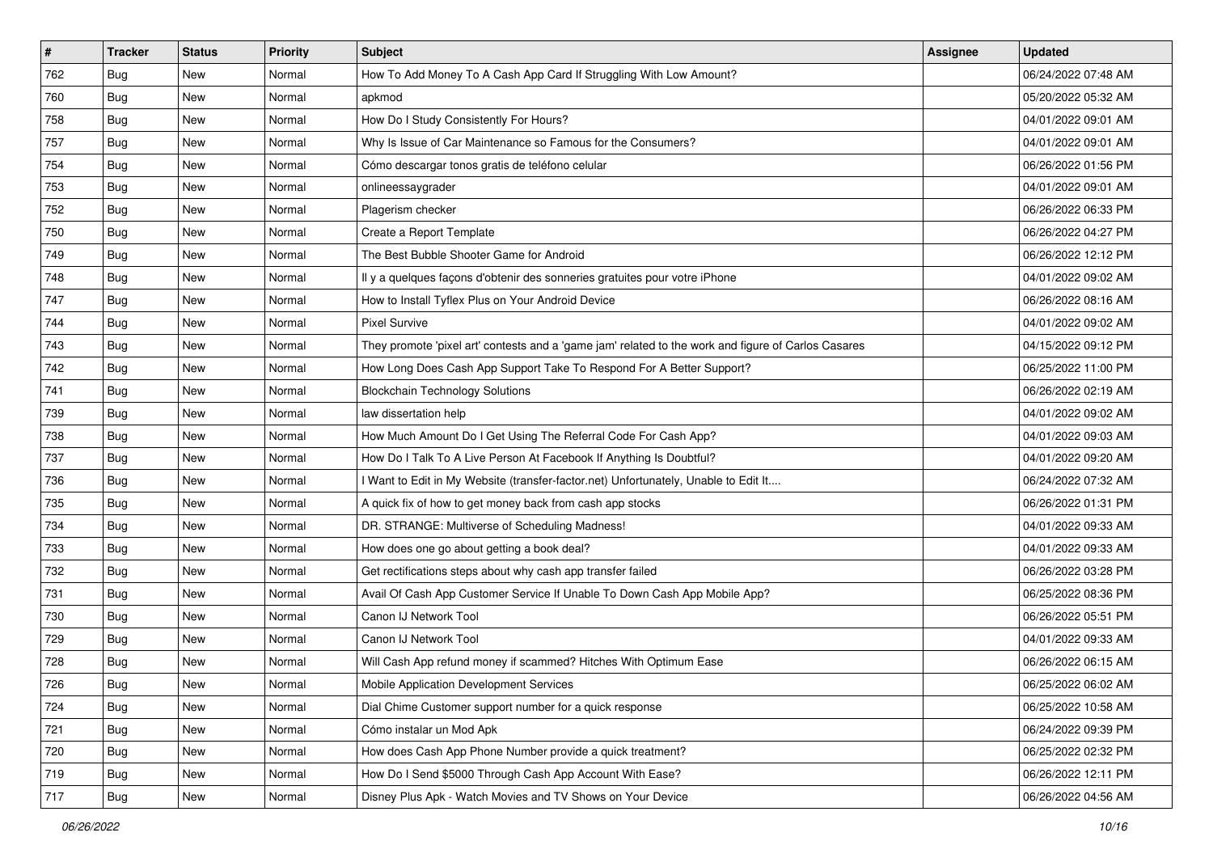| # | Tracker | Status | Priority | Subject | Assignee | Updated |
|---|---|---|---|---|---|---|
| 762 | Bug | New | Normal | How To Add Money To A Cash App Card If Struggling With Low Amount? | | 06/24/2022 07:48 AM |
| 760 | Bug | New | Normal | apkmod | | 05/20/2022 05:32 AM |
| 758 | Bug | New | Normal | How Do I Study Consistently For Hours? | | 04/01/2022 09:01 AM |
| 757 | Bug | New | Normal | Why Is Issue of Car Maintenance so Famous for the Consumers? | | 04/01/2022 09:01 AM |
| 754 | Bug | New | Normal | Cómo descargar tonos gratis de teléfono celular | | 06/26/2022 01:56 PM |
| 753 | Bug | New | Normal | onlineessaygrader | | 04/01/2022 09:01 AM |
| 752 | Bug | New | Normal | Plagerism checker | | 06/26/2022 06:33 PM |
| 750 | Bug | New | Normal | Create a Report Template | | 06/26/2022 04:27 PM |
| 749 | Bug | New | Normal | The Best Bubble Shooter Game for Android | | 06/26/2022 12:12 PM |
| 748 | Bug | New | Normal | Il y a quelques façons d'obtenir des sonneries gratuites pour votre iPhone | | 04/01/2022 09:02 AM |
| 747 | Bug | New | Normal | How to Install Tyflex Plus on Your Android Device | | 06/26/2022 08:16 AM |
| 744 | Bug | New | Normal | Pixel Survive | | 04/01/2022 09:02 AM |
| 743 | Bug | New | Normal | They promote 'pixel art' contests and a 'game jam' related to the work and figure of Carlos Casares | | 04/15/2022 09:12 PM |
| 742 | Bug | New | Normal | How Long Does Cash App Support Take To Respond For A Better Support? | | 06/25/2022 11:00 PM |
| 741 | Bug | New | Normal | Blockchain Technology Solutions | | 06/26/2022 02:19 AM |
| 739 | Bug | New | Normal | law dissertation help | | 04/01/2022 09:02 AM |
| 738 | Bug | New | Normal | How Much Amount Do I Get Using The Referral Code For Cash App? | | 04/01/2022 09:03 AM |
| 737 | Bug | New | Normal | How Do I Talk To A Live Person At Facebook If Anything Is Doubtful? | | 04/01/2022 09:20 AM |
| 736 | Bug | New | Normal | I Want to Edit in My Website (transfer-factor.net) Unfortunately, Unable to Edit It.... | | 06/24/2022 07:32 AM |
| 735 | Bug | New | Normal | A quick fix of how to get money back from cash app stocks | | 06/26/2022 01:31 PM |
| 734 | Bug | New | Normal | DR. STRANGE: Multiverse of Scheduling Madness! | | 04/01/2022 09:33 AM |
| 733 | Bug | New | Normal | How does one go about getting a book deal? | | 04/01/2022 09:33 AM |
| 732 | Bug | New | Normal | Get rectifications steps about why cash app transfer failed | | 06/26/2022 03:28 PM |
| 731 | Bug | New | Normal | Avail Of Cash App Customer Service If Unable To Down Cash App Mobile App? | | 06/25/2022 08:36 PM |
| 730 | Bug | New | Normal | Canon IJ Network Tool | | 06/26/2022 05:51 PM |
| 729 | Bug | New | Normal | Canon IJ Network Tool | | 04/01/2022 09:33 AM |
| 728 | Bug | New | Normal | Will Cash App refund money if scammed? Hitches With Optimum Ease | | 06/26/2022 06:15 AM |
| 726 | Bug | New | Normal | Mobile Application Development Services | | 06/25/2022 06:02 AM |
| 724 | Bug | New | Normal | Dial Chime Customer support number for a quick response | | 06/25/2022 10:58 AM |
| 721 | Bug | New | Normal | Cómo instalar un Mod Apk | | 06/24/2022 09:39 PM |
| 720 | Bug | New | Normal | How does Cash App Phone Number provide a quick treatment? | | 06/25/2022 02:32 PM |
| 719 | Bug | New | Normal | How Do I Send $5000 Through Cash App Account With Ease? | | 06/26/2022 12:11 PM |
| 717 | Bug | New | Normal | Disney Plus Apk - Watch Movies and TV Shows on Your Device | | 06/26/2022 04:56 AM |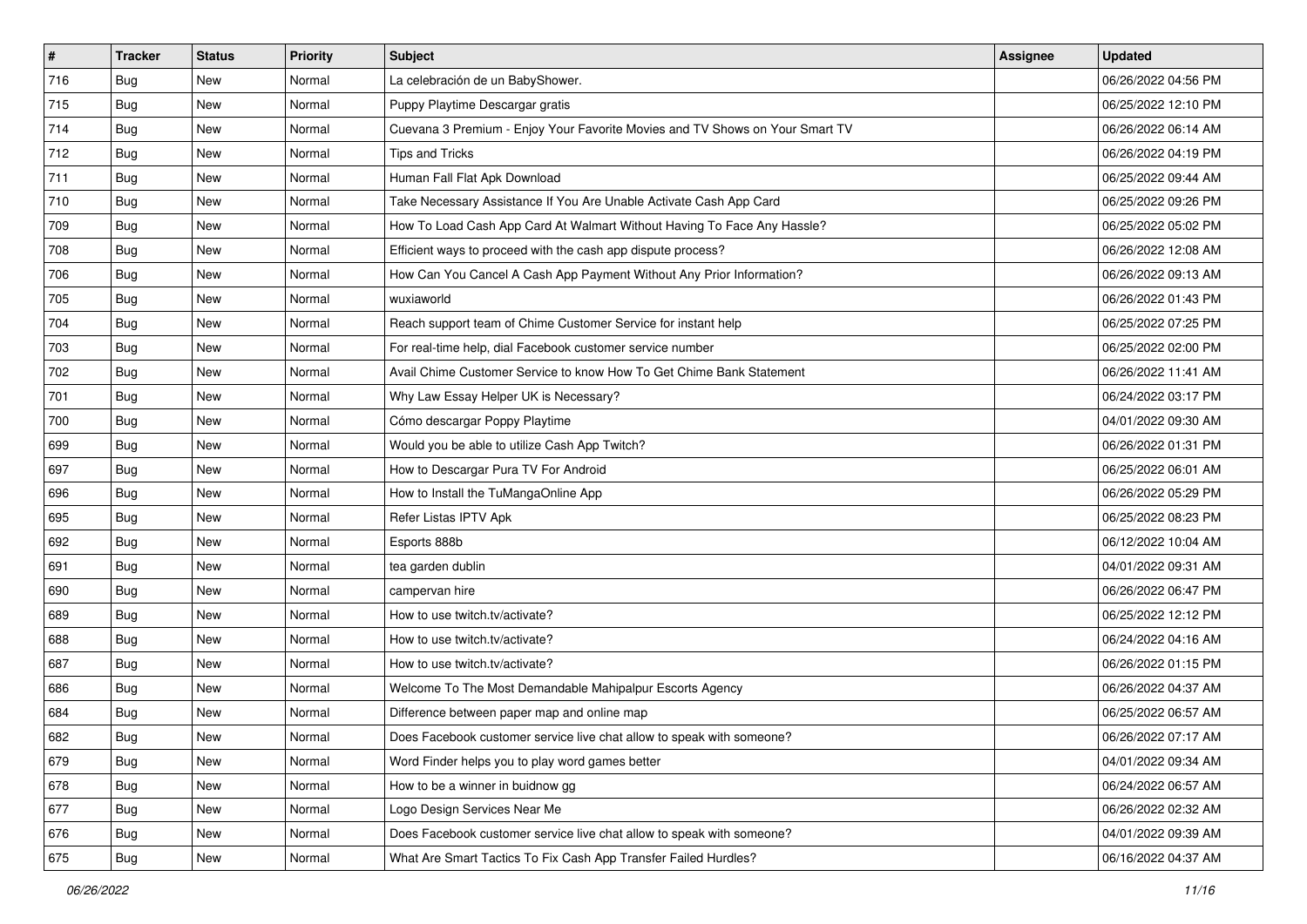| # | Tracker | Status | Priority | Subject | Assignee | Updated |
|---|---|---|---|---|---|---|
| 716 | Bug | New | Normal | La celebración de un BabyShower. | | 06/26/2022 04:56 PM |
| 715 | Bug | New | Normal | Puppy Playtime Descargar gratis | | 06/25/2022 12:10 PM |
| 714 | Bug | New | Normal | Cuevana 3 Premium - Enjoy Your Favorite Movies and TV Shows on Your Smart TV | | 06/26/2022 06:14 AM |
| 712 | Bug | New | Normal | Tips and Tricks | | 06/26/2022 04:19 PM |
| 711 | Bug | New | Normal | Human Fall Flat Apk Download | | 06/25/2022 09:44 AM |
| 710 | Bug | New | Normal | Take Necessary Assistance If You Are Unable Activate Cash App Card | | 06/25/2022 09:26 PM |
| 709 | Bug | New | Normal | How To Load Cash App Card At Walmart Without Having To Face Any Hassle? | | 06/25/2022 05:02 PM |
| 708 | Bug | New | Normal | Efficient ways to proceed with the cash app dispute process? | | 06/26/2022 12:08 AM |
| 706 | Bug | New | Normal | How Can You Cancel A Cash App Payment Without Any Prior Information? | | 06/26/2022 09:13 AM |
| 705 | Bug | New | Normal | wuxiaworld | | 06/26/2022 01:43 PM |
| 704 | Bug | New | Normal | Reach support team of Chime Customer Service for instant help | | 06/25/2022 07:25 PM |
| 703 | Bug | New | Normal | For real-time help, dial Facebook customer service number | | 06/25/2022 02:00 PM |
| 702 | Bug | New | Normal | Avail Chime Customer Service to know How To Get Chime Bank Statement | | 06/26/2022 11:41 AM |
| 701 | Bug | New | Normal | Why Law Essay Helper UK is Necessary? | | 06/24/2022 03:17 PM |
| 700 | Bug | New | Normal | Cómo descargar Poppy Playtime | | 04/01/2022 09:30 AM |
| 699 | Bug | New | Normal | Would you be able to utilize Cash App Twitch? | | 06/26/2022 01:31 PM |
| 697 | Bug | New | Normal | How to Descargar Pura TV For Android | | 06/25/2022 06:01 AM |
| 696 | Bug | New | Normal | How to Install the TuMangaOnline App | | 06/26/2022 05:29 PM |
| 695 | Bug | New | Normal | Refer Listas IPTV Apk | | 06/25/2022 08:23 PM |
| 692 | Bug | New | Normal | Esports 888b | | 06/12/2022 10:04 AM |
| 691 | Bug | New | Normal | tea garden dublin | | 04/01/2022 09:31 AM |
| 690 | Bug | New | Normal | campervan hire | | 06/26/2022 06:47 PM |
| 689 | Bug | New | Normal | How to use twitch.tv/activate? | | 06/25/2022 12:12 PM |
| 688 | Bug | New | Normal | How to use twitch.tv/activate? | | 06/24/2022 04:16 AM |
| 687 | Bug | New | Normal | How to use twitch.tv/activate? | | 06/26/2022 01:15 PM |
| 686 | Bug | New | Normal | Welcome To The Most Demandable Mahipalpur Escorts Agency | | 06/26/2022 04:37 AM |
| 684 | Bug | New | Normal | Difference between paper map and online map | | 06/25/2022 06:57 AM |
| 682 | Bug | New | Normal | Does Facebook customer service live chat allow to speak with someone? | | 06/26/2022 07:17 AM |
| 679 | Bug | New | Normal | Word Finder helps you to play word games better | | 04/01/2022 09:34 AM |
| 678 | Bug | New | Normal | How to be a winner in buidnow gg | | 06/24/2022 06:57 AM |
| 677 | Bug | New | Normal | Logo Design Services Near Me | | 06/26/2022 02:32 AM |
| 676 | Bug | New | Normal | Does Facebook customer service live chat allow to speak with someone? | | 04/01/2022 09:39 AM |
| 675 | Bug | New | Normal | What Are Smart Tactics To Fix Cash App Transfer Failed Hurdles? | | 06/16/2022 04:37 AM |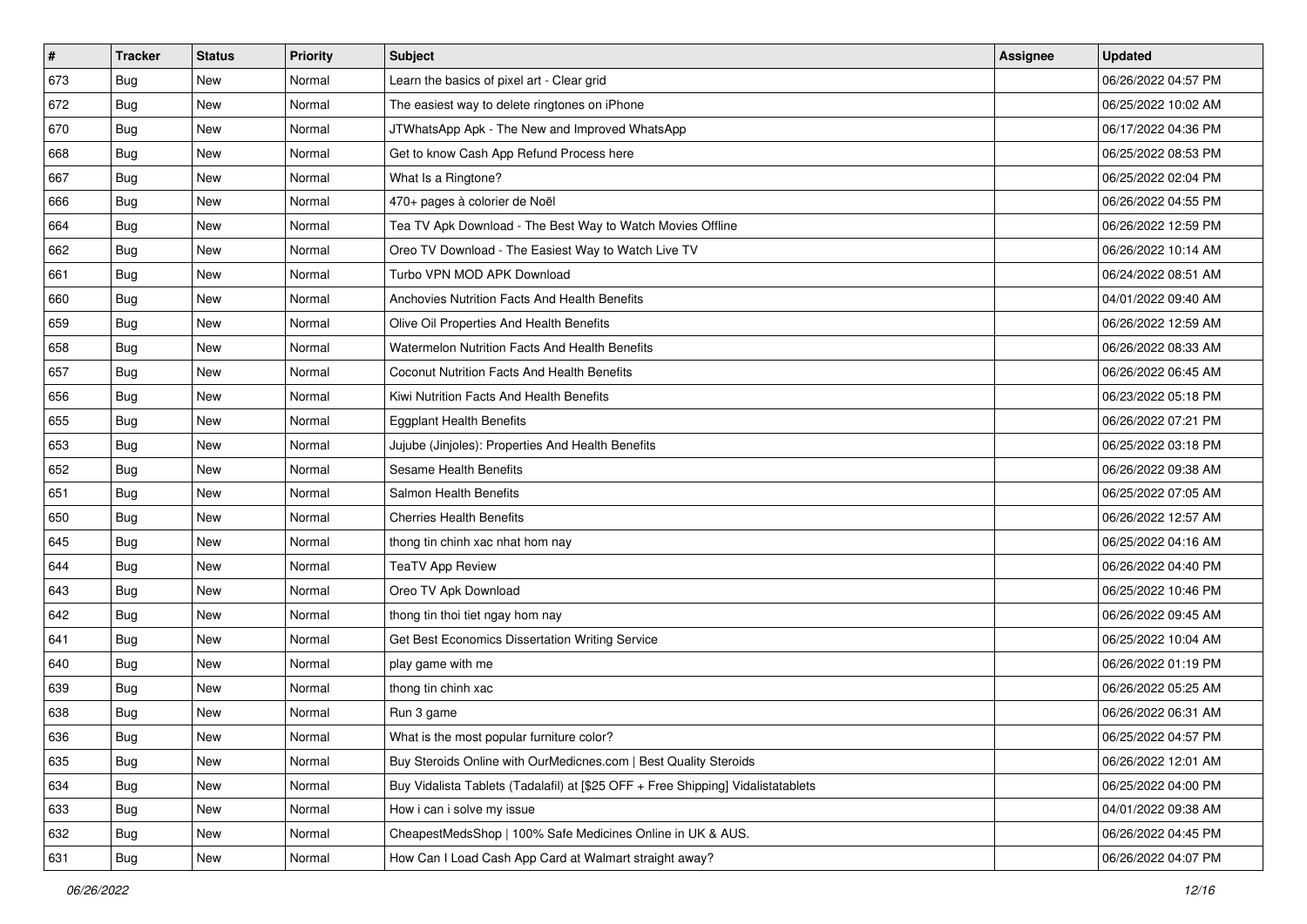| # | Tracker | Status | Priority | Subject | Assignee | Updated |
|---|---|---|---|---|---|---|
| 673 | Bug | New | Normal | Learn the basics of pixel art - Clear grid | | 06/26/2022 04:57 PM |
| 672 | Bug | New | Normal | The easiest way to delete ringtones on iPhone | | 06/25/2022 10:02 AM |
| 670 | Bug | New | Normal | JTWhatsApp Apk - The New and Improved WhatsApp | | 06/17/2022 04:36 PM |
| 668 | Bug | New | Normal | Get to know Cash App Refund Process here | | 06/25/2022 08:53 PM |
| 667 | Bug | New | Normal | What Is a Ringtone? | | 06/25/2022 02:04 PM |
| 666 | Bug | New | Normal | 470+ pages à colorier de Noël | | 06/26/2022 04:55 PM |
| 664 | Bug | New | Normal | Tea TV Apk Download - The Best Way to Watch Movies Offline | | 06/26/2022 12:59 PM |
| 662 | Bug | New | Normal | Oreo TV Download - The Easiest Way to Watch Live TV | | 06/26/2022 10:14 AM |
| 661 | Bug | New | Normal | Turbo VPN MOD APK Download | | 06/24/2022 08:51 AM |
| 660 | Bug | New | Normal | Anchovies Nutrition Facts And Health Benefits | | 04/01/2022 09:40 AM |
| 659 | Bug | New | Normal | Olive Oil Properties And Health Benefits | | 06/26/2022 12:59 AM |
| 658 | Bug | New | Normal | Watermelon Nutrition Facts And Health Benefits | | 06/26/2022 08:33 AM |
| 657 | Bug | New | Normal | Coconut Nutrition Facts And Health Benefits | | 06/26/2022 06:45 AM |
| 656 | Bug | New | Normal | Kiwi Nutrition Facts And Health Benefits | | 06/23/2022 05:18 PM |
| 655 | Bug | New | Normal | Eggplant Health Benefits | | 06/26/2022 07:21 PM |
| 653 | Bug | New | Normal | Jujube (Jinjoles): Properties And Health Benefits | | 06/25/2022 03:18 PM |
| 652 | Bug | New | Normal | Sesame Health Benefits | | 06/26/2022 09:38 AM |
| 651 | Bug | New | Normal | Salmon Health Benefits | | 06/25/2022 07:05 AM |
| 650 | Bug | New | Normal | Cherries Health Benefits | | 06/26/2022 12:57 AM |
| 645 | Bug | New | Normal | thong tin chinh xac nhat hom nay | | 06/25/2022 04:16 AM |
| 644 | Bug | New | Normal | TeaTV App Review | | 06/26/2022 04:40 PM |
| 643 | Bug | New | Normal | Oreo TV Apk Download | | 06/25/2022 10:46 PM |
| 642 | Bug | New | Normal | thong tin thoi tiet ngay hom nay | | 06/26/2022 09:45 AM |
| 641 | Bug | New | Normal | Get Best Economics Dissertation Writing Service | | 06/25/2022 10:04 AM |
| 640 | Bug | New | Normal | play game with me | | 06/26/2022 01:19 PM |
| 639 | Bug | New | Normal | thong tin chinh xac | | 06/26/2022 05:25 AM |
| 638 | Bug | New | Normal | Run 3 game | | 06/26/2022 06:31 AM |
| 636 | Bug | New | Normal | What is the most popular furniture color? | | 06/25/2022 04:57 PM |
| 635 | Bug | New | Normal | Buy Steroids Online with OurMedicnes.com \| Best Quality Steroids | | 06/26/2022 12:01 AM |
| 634 | Bug | New | Normal | Buy Vidalista Tablets (Tadalafil) at [$25 OFF + Free Shipping] Vidalistatablets | | 06/25/2022 04:00 PM |
| 633 | Bug | New | Normal | How i can i solve my issue | | 04/01/2022 09:38 AM |
| 632 | Bug | New | Normal | CheapestMedsShop \| 100% Safe Medicines Online in UK & AUS. | | 06/26/2022 04:45 PM |
| 631 | Bug | New | Normal | How Can I Load Cash App Card at Walmart straight away? | | 06/26/2022 04:07 PM |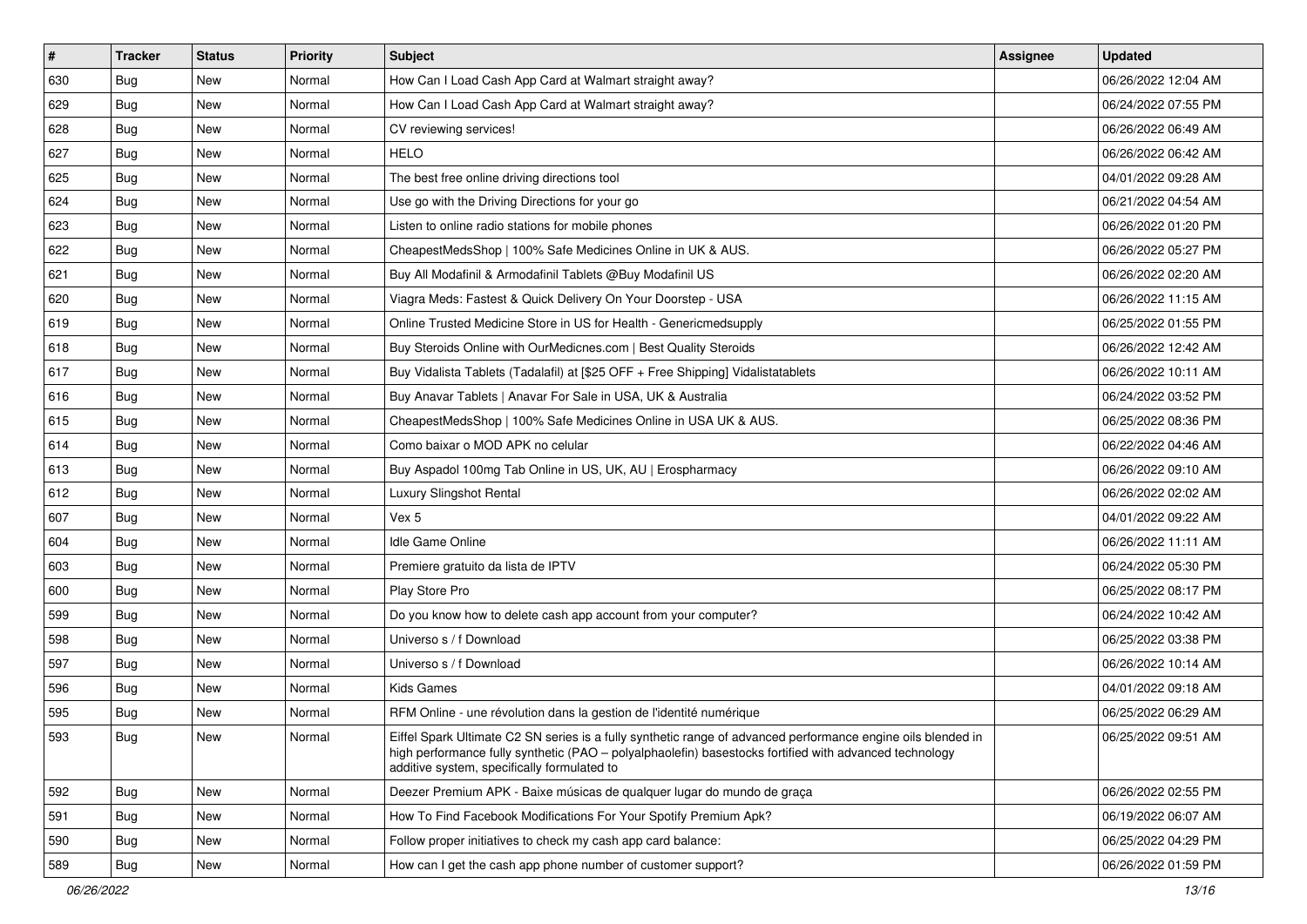| # | Tracker | Status | Priority | Subject | Assignee | Updated |
|---|---|---|---|---|---|---|
| 630 | Bug | New | Normal | How Can I Load Cash App Card at Walmart straight away? | | 06/26/2022 12:04 AM |
| 629 | Bug | New | Normal | How Can I Load Cash App Card at Walmart straight away? | | 06/24/2022 07:55 PM |
| 628 | Bug | New | Normal | CV reviewing services! | | 06/26/2022 06:49 AM |
| 627 | Bug | New | Normal | HELO | | 06/26/2022 06:42 AM |
| 625 | Bug | New | Normal | The best free online driving directions tool | | 04/01/2022 09:28 AM |
| 624 | Bug | New | Normal | Use go with the Driving Directions for your go | | 06/21/2022 04:54 AM |
| 623 | Bug | New | Normal | Listen to online radio stations for mobile phones | | 06/26/2022 01:20 PM |
| 622 | Bug | New | Normal | CheapestMedsShop \| 100% Safe Medicines Online in UK & AUS. | | 06/26/2022 05:27 PM |
| 621 | Bug | New | Normal | Buy All Modafinil & Armodafinil Tablets @Buy Modafinil US | | 06/26/2022 02:20 AM |
| 620 | Bug | New | Normal | Viagra Meds: Fastest & Quick Delivery On Your Doorstep - USA | | 06/26/2022 11:15 AM |
| 619 | Bug | New | Normal | Online Trusted Medicine Store in US for Health - Genericmedsupply | | 06/25/2022 01:55 PM |
| 618 | Bug | New | Normal | Buy Steroids Online with OurMedicnes.com \| Best Quality Steroids | | 06/26/2022 12:42 AM |
| 617 | Bug | New | Normal | Buy Vidalista Tablets (Tadalafil) at [$25 OFF + Free Shipping] Vidalistatablets | | 06/26/2022 10:11 AM |
| 616 | Bug | New | Normal | Buy Anavar Tablets \| Anavar For Sale in USA, UK & Australia | | 06/24/2022 03:52 PM |
| 615 | Bug | New | Normal | CheapestMedsShop \| 100% Safe Medicines Online in USA UK & AUS. | | 06/25/2022 08:36 PM |
| 614 | Bug | New | Normal | Como baixar o MOD APK no celular | | 06/22/2022 04:46 AM |
| 613 | Bug | New | Normal | Buy Aspadol 100mg Tab Online in US, UK, AU \| Erospharmacy | | 06/26/2022 09:10 AM |
| 612 | Bug | New | Normal | Luxury Slingshot Rental | | 06/26/2022 02:02 AM |
| 607 | Bug | New | Normal | Vex 5 | | 04/01/2022 09:22 AM |
| 604 | Bug | New | Normal | Idle Game Online | | 06/26/2022 11:11 AM |
| 603 | Bug | New | Normal | Premiere gratuito da lista de IPTV | | 06/24/2022 05:30 PM |
| 600 | Bug | New | Normal | Play Store Pro | | 06/25/2022 08:17 PM |
| 599 | Bug | New | Normal | Do you know how to delete cash app account from your computer? | | 06/24/2022 10:42 AM |
| 598 | Bug | New | Normal | Universo s / f Download | | 06/25/2022 03:38 PM |
| 597 | Bug | New | Normal | Universo s / f Download | | 06/26/2022 10:14 AM |
| 596 | Bug | New | Normal | Kids Games | | 04/01/2022 09:18 AM |
| 595 | Bug | New | Normal | RFM Online - une révolution dans la gestion de l'identité numérique | | 06/25/2022 06:29 AM |
| 593 | Bug | New | Normal | Eiffel Spark Ultimate C2 SN series is a fully synthetic range of advanced performance engine oils blended in high performance fully synthetic (PAO – polyalphaolefin) basestocks fortified with advanced technology additive system, specifically formulated to | | 06/25/2022 09:51 AM |
| 592 | Bug | New | Normal | Deezer Premium APK - Baixe músicas de qualquer lugar do mundo de graça | | 06/26/2022 02:55 PM |
| 591 | Bug | New | Normal | How To Find Facebook Modifications For Your Spotify Premium Apk? | | 06/19/2022 06:07 AM |
| 590 | Bug | New | Normal | Follow proper initiatives to check my cash app card balance: | | 06/25/2022 04:29 PM |
| 589 | Bug | New | Normal | How can I get the cash app phone number of customer support? | | 06/26/2022 01:59 PM |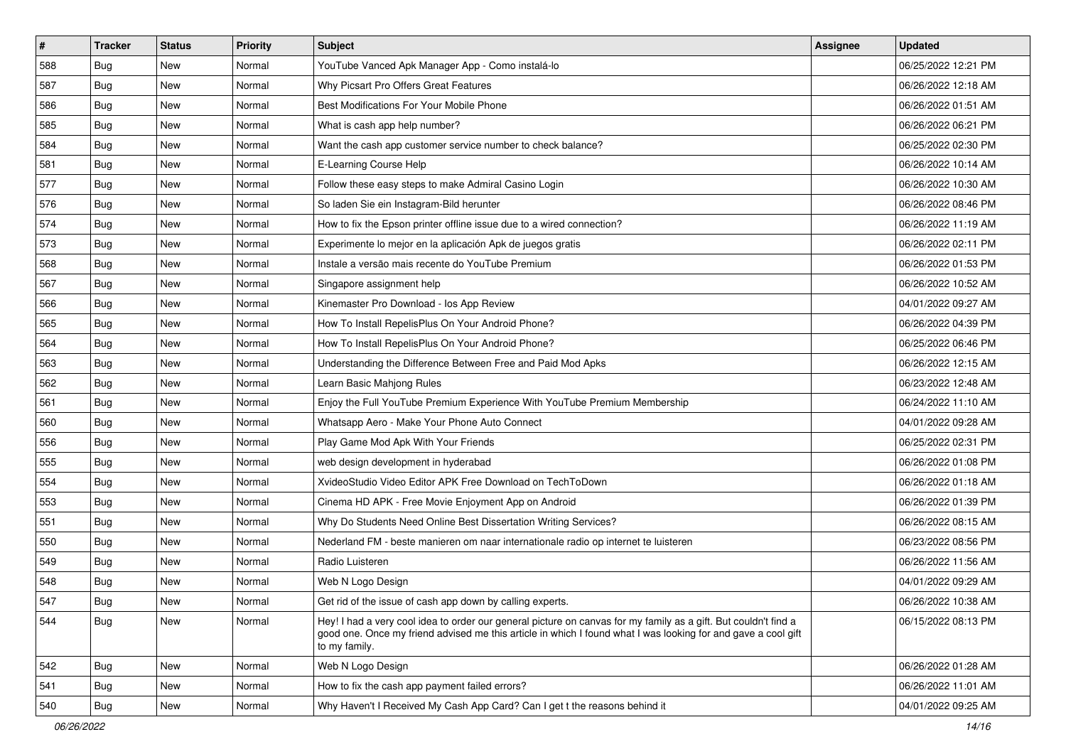| # | Tracker | Status | Priority | Subject | Assignee | Updated |
|---|---|---|---|---|---|---|
| 588 | Bug | New | Normal | YouTube Vanced Apk Manager App - Como instalá-lo | | 06/25/2022 12:21 PM |
| 587 | Bug | New | Normal | Why Picsart Pro Offers Great Features | | 06/26/2022 12:18 AM |
| 586 | Bug | New | Normal | Best Modifications For Your Mobile Phone | | 06/26/2022 01:51 AM |
| 585 | Bug | New | Normal | What is cash app help number? | | 06/26/2022 06:21 PM |
| 584 | Bug | New | Normal | Want the cash app customer service number to check balance? | | 06/25/2022 02:30 PM |
| 581 | Bug | New | Normal | E-Learning Course Help | | 06/26/2022 10:14 AM |
| 577 | Bug | New | Normal | Follow these easy steps to make Admiral Casino Login | | 06/26/2022 10:30 AM |
| 576 | Bug | New | Normal | So laden Sie ein Instagram-Bild herunter | | 06/26/2022 08:46 PM |
| 574 | Bug | New | Normal | How to fix the Epson printer offline issue due to a wired connection? | | 06/26/2022 11:19 AM |
| 573 | Bug | New | Normal | Experimente lo mejor en la aplicación Apk de juegos gratis | | 06/26/2022 02:11 PM |
| 568 | Bug | New | Normal | Instale a versão mais recente do YouTube Premium | | 06/26/2022 01:53 PM |
| 567 | Bug | New | Normal | Singapore assignment help | | 06/26/2022 10:52 AM |
| 566 | Bug | New | Normal | Kinemaster Pro Download - Ios App Review | | 04/01/2022 09:27 AM |
| 565 | Bug | New | Normal | How To Install RepelisPlus On Your Android Phone? | | 06/26/2022 04:39 PM |
| 564 | Bug | New | Normal | How To Install RepelisPlus On Your Android Phone? | | 06/25/2022 06:46 PM |
| 563 | Bug | New | Normal | Understanding the Difference Between Free and Paid Mod Apks | | 06/26/2022 12:15 AM |
| 562 | Bug | New | Normal | Learn Basic Mahjong Rules | | 06/23/2022 12:48 AM |
| 561 | Bug | New | Normal | Enjoy the Full YouTube Premium Experience With YouTube Premium Membership | | 06/24/2022 11:10 AM |
| 560 | Bug | New | Normal | Whatsapp Aero - Make Your Phone Auto Connect | | 04/01/2022 09:28 AM |
| 556 | Bug | New | Normal | Play Game Mod Apk With Your Friends | | 06/25/2022 02:31 PM |
| 555 | Bug | New | Normal | web design development in hyderabad | | 06/26/2022 01:08 PM |
| 554 | Bug | New | Normal | XvideoStudio Video Editor APK Free Download on TechToDown | | 06/26/2022 01:18 AM |
| 553 | Bug | New | Normal | Cinema HD APK - Free Movie Enjoyment App on Android | | 06/26/2022 01:39 PM |
| 551 | Bug | New | Normal | Why Do Students Need Online Best Dissertation Writing Services? | | 06/26/2022 08:15 AM |
| 550 | Bug | New | Normal | Nederland FM - beste manieren om naar internationale radio op internet te luisteren | | 06/23/2022 08:56 PM |
| 549 | Bug | New | Normal | Radio Luisteren | | 06/26/2022 11:56 AM |
| 548 | Bug | New | Normal | Web N Logo Design | | 04/01/2022 09:29 AM |
| 547 | Bug | New | Normal | Get rid of the issue of cash app down by calling experts. | | 06/26/2022 10:38 AM |
| 544 | Bug | New | Normal | Hey! I had a very cool idea to order our general picture on canvas for my family as a gift. But couldn't find a good one. Once my friend advised me this article in which I found what I was looking for and gave a cool gift to my family. | | 06/15/2022 08:13 PM |
| 542 | Bug | New | Normal | Web N Logo Design | | 06/26/2022 01:28 AM |
| 541 | Bug | New | Normal | How to fix the cash app payment failed errors? | | 06/26/2022 11:01 AM |
| 540 | Bug | New | Normal | Why Haven't I Received My Cash App Card? Can I get t the reasons behind it | | 04/01/2022 09:25 AM |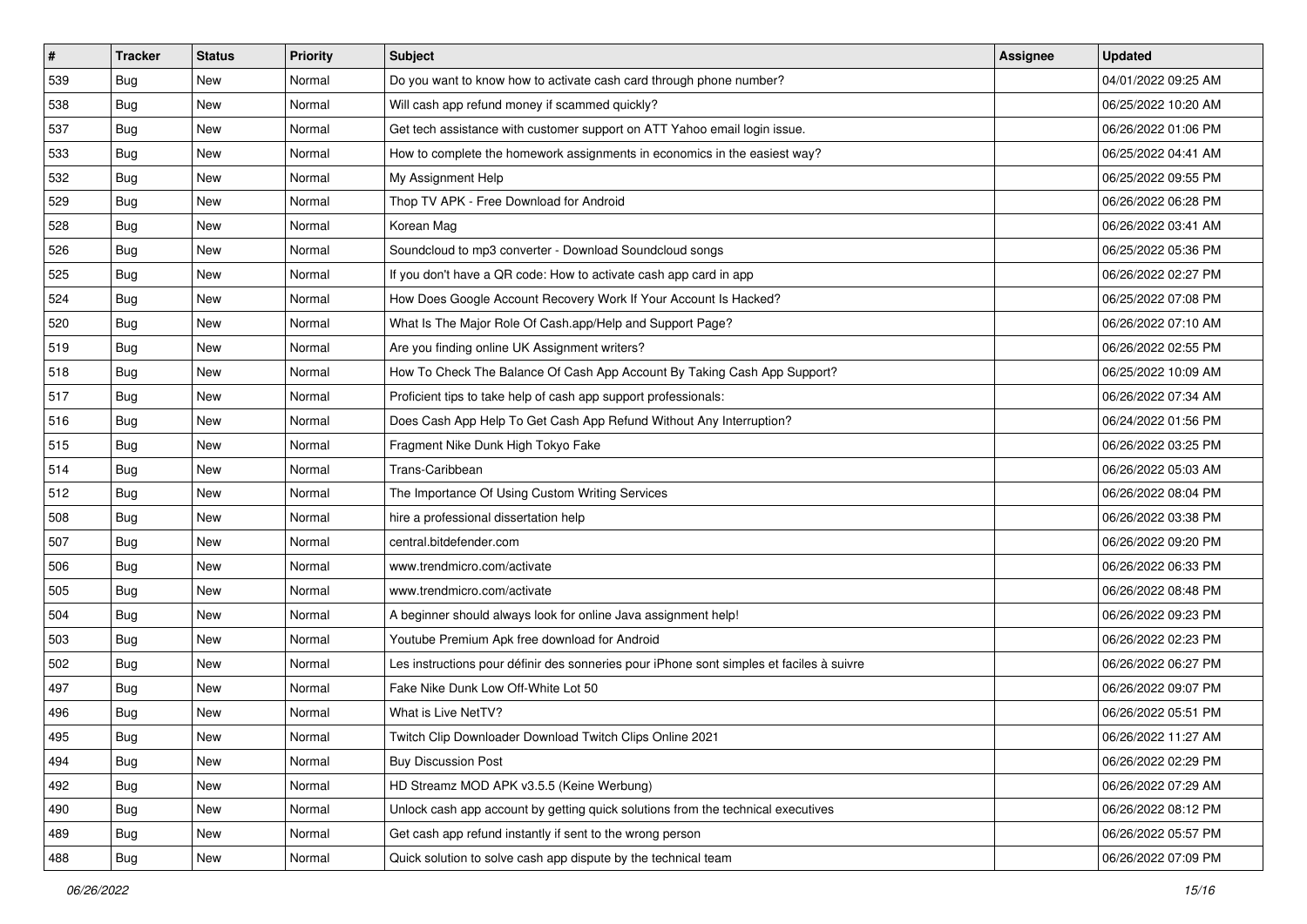| # | Tracker | Status | Priority | Subject | Assignee | Updated |
|---|---|---|---|---|---|---|
| 539 | Bug | New | Normal | Do you want to know how to activate cash card through phone number? | | 04/01/2022 09:25 AM |
| 538 | Bug | New | Normal | Will cash app refund money if scammed quickly? | | 06/25/2022 10:20 AM |
| 537 | Bug | New | Normal | Get tech assistance with customer support on ATT Yahoo email login issue. | | 06/26/2022 01:06 PM |
| 533 | Bug | New | Normal | How to complete the homework assignments in economics in the easiest way? | | 06/25/2022 04:41 AM |
| 532 | Bug | New | Normal | My Assignment Help | | 06/25/2022 09:55 PM |
| 529 | Bug | New | Normal | Thop TV APK - Free Download for Android | | 06/26/2022 06:28 PM |
| 528 | Bug | New | Normal | Korean Mag | | 06/26/2022 03:41 AM |
| 526 | Bug | New | Normal | Soundcloud to mp3 converter - Download Soundcloud songs | | 06/25/2022 05:36 PM |
| 525 | Bug | New | Normal | If you don't have a QR code: How to activate cash app card in app | | 06/26/2022 02:27 PM |
| 524 | Bug | New | Normal | How Does Google Account Recovery Work If Your Account Is Hacked? | | 06/25/2022 07:08 PM |
| 520 | Bug | New | Normal | What Is The Major Role Of Cash.app/Help and Support Page? | | 06/26/2022 07:10 AM |
| 519 | Bug | New | Normal | Are you finding online UK Assignment writers? | | 06/26/2022 02:55 PM |
| 518 | Bug | New | Normal | How To Check The Balance Of Cash App Account By Taking Cash App Support? | | 06/25/2022 10:09 AM |
| 517 | Bug | New | Normal | Proficient tips to take help of cash app support professionals: | | 06/26/2022 07:34 AM |
| 516 | Bug | New | Normal | Does Cash App Help To Get Cash App Refund Without Any Interruption? | | 06/24/2022 01:56 PM |
| 515 | Bug | New | Normal | Fragment Nike Dunk High Tokyo Fake | | 06/26/2022 03:25 PM |
| 514 | Bug | New | Normal | Trans-Caribbean | | 06/26/2022 05:03 AM |
| 512 | Bug | New | Normal | The Importance Of Using Custom Writing Services | | 06/26/2022 08:04 PM |
| 508 | Bug | New | Normal | hire a professional dissertation help | | 06/26/2022 03:38 PM |
| 507 | Bug | New | Normal | central.bitdefender.com | | 06/26/2022 09:20 PM |
| 506 | Bug | New | Normal | www.trendmicro.com/activate | | 06/26/2022 06:33 PM |
| 505 | Bug | New | Normal | www.trendmicro.com/activate | | 06/26/2022 08:48 PM |
| 504 | Bug | New | Normal | A beginner should always look for online Java assignment help! | | 06/26/2022 09:23 PM |
| 503 | Bug | New | Normal | Youtube Premium Apk free download for Android | | 06/26/2022 02:23 PM |
| 502 | Bug | New | Normal | Les instructions pour définir des sonneries pour iPhone sont simples et faciles à suivre | | 06/26/2022 06:27 PM |
| 497 | Bug | New | Normal | Fake Nike Dunk Low Off-White Lot 50 | | 06/26/2022 09:07 PM |
| 496 | Bug | New | Normal | What is Live NetTV? | | 06/26/2022 05:51 PM |
| 495 | Bug | New | Normal | Twitch Clip Downloader Download Twitch Clips Online 2021 | | 06/26/2022 11:27 AM |
| 494 | Bug | New | Normal | Buy Discussion Post | | 06/26/2022 02:29 PM |
| 492 | Bug | New | Normal | HD Streamz MOD APK v3.5.5 (Keine Werbung) | | 06/26/2022 07:29 AM |
| 490 | Bug | New | Normal | Unlock cash app account by getting quick solutions from the technical executives | | 06/26/2022 08:12 PM |
| 489 | Bug | New | Normal | Get cash app refund instantly if sent to the wrong person | | 06/26/2022 05:57 PM |
| 488 | Bug | New | Normal | Quick solution to solve cash app dispute by the technical team | | 06/26/2022 07:09 PM |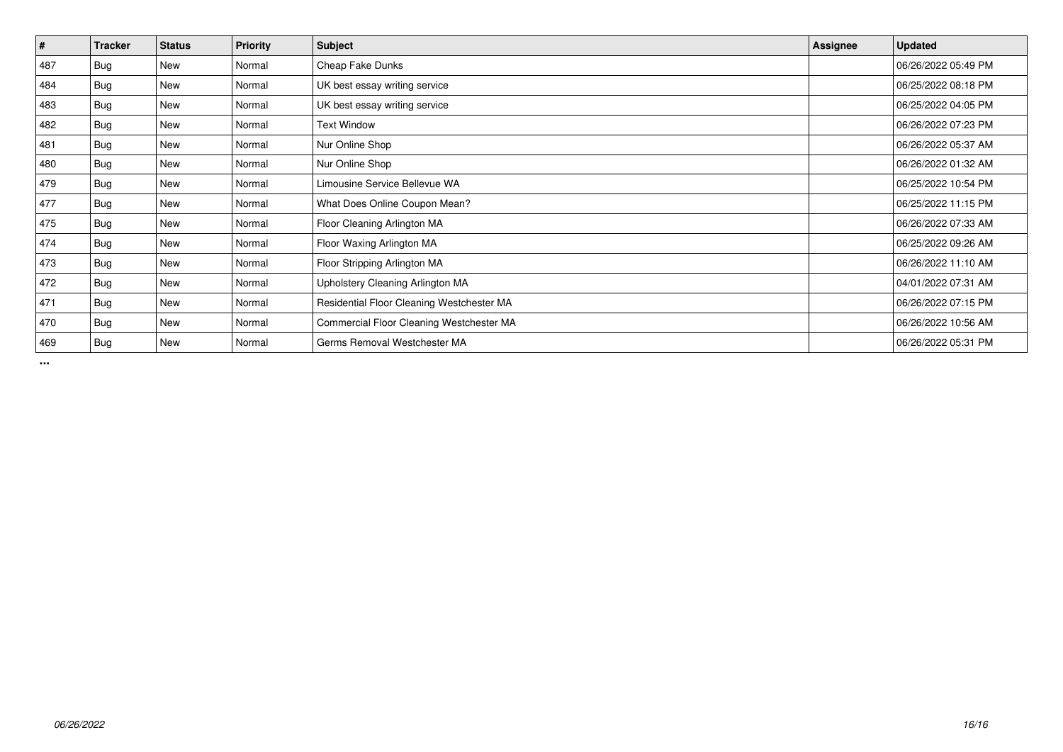| # | Tracker | Status | Priority | Subject | Assignee | Updated |
| --- | --- | --- | --- | --- | --- | --- |
| 487 | Bug | New | Normal | Cheap Fake Dunks | | 06/26/2022 05:49 PM |
| 484 | Bug | New | Normal | UK best essay writing service | | 06/25/2022 08:18 PM |
| 483 | Bug | New | Normal | UK best essay writing service | | 06/25/2022 04:05 PM |
| 482 | Bug | New | Normal | Text Window | | 06/26/2022 07:23 PM |
| 481 | Bug | New | Normal | Nur Online Shop | | 06/26/2022 05:37 AM |
| 480 | Bug | New | Normal | Nur Online Shop | | 06/26/2022 01:32 AM |
| 479 | Bug | New | Normal | Limousine Service Bellevue WA | | 06/25/2022 10:54 PM |
| 477 | Bug | New | Normal | What Does Online Coupon Mean? | | 06/25/2022 11:15 PM |
| 475 | Bug | New | Normal | Floor Cleaning Arlington MA | | 06/26/2022 07:33 AM |
| 474 | Bug | New | Normal | Floor Waxing Arlington MA | | 06/25/2022 09:26 AM |
| 473 | Bug | New | Normal | Floor Stripping Arlington MA | | 06/26/2022 11:10 AM |
| 472 | Bug | New | Normal | Upholstery Cleaning Arlington MA | | 04/01/2022 07:31 AM |
| 471 | Bug | New | Normal | Residential Floor Cleaning Westchester MA | | 06/26/2022 07:15 PM |
| 470 | Bug | New | Normal | Commercial Floor Cleaning Westchester MA | | 06/26/2022 10:56 AM |
| 469 | Bug | New | Normal | Germs Removal Westchester MA | | 06/26/2022 05:31 PM |

...